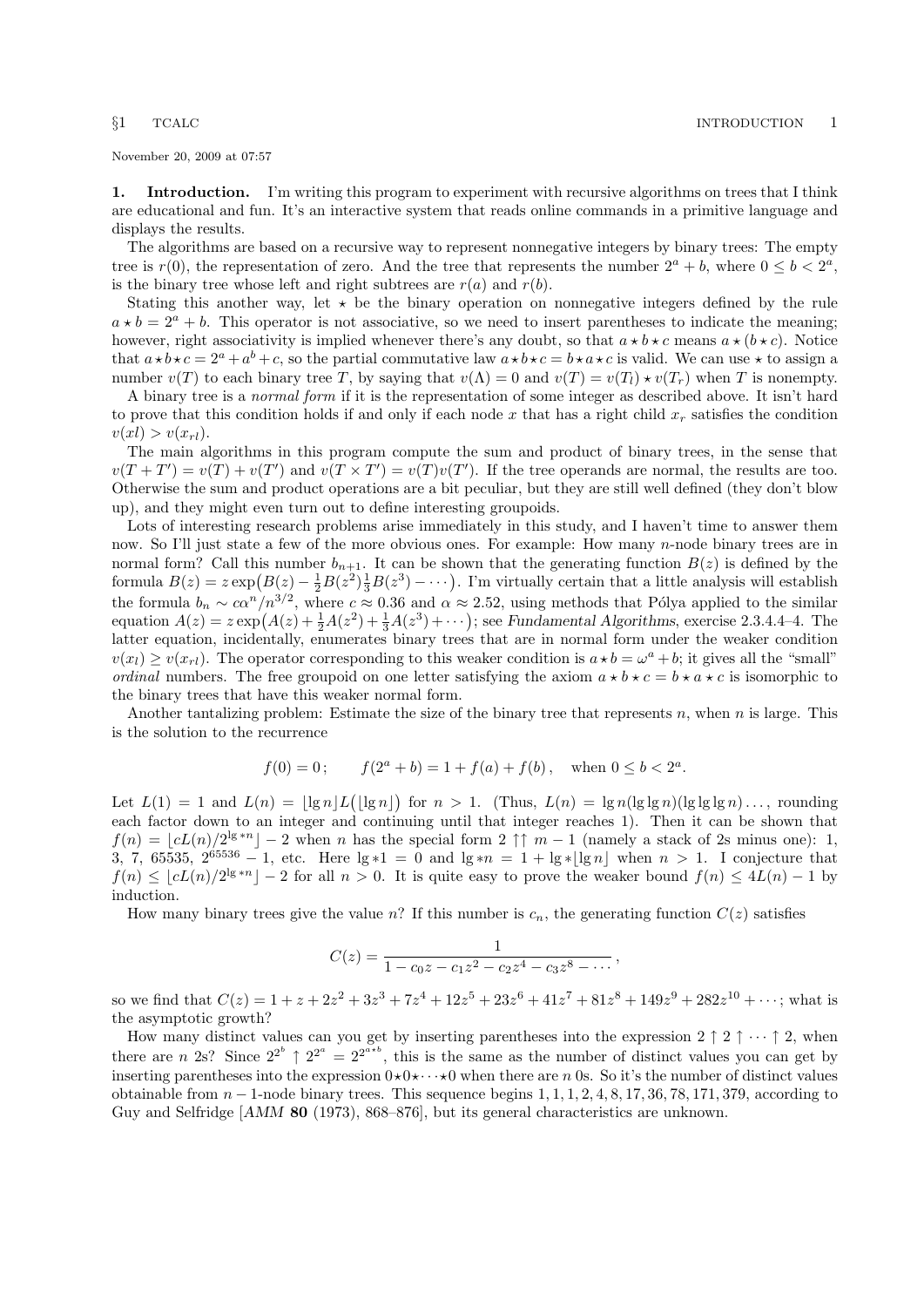November 20, 2009 at 07:57

**1. Introduction.** I'm writing this program to experiment with recursive algorithms on trees that I think are educational and fun. It's an interactive system that reads online commands in a primitive language and displays the results.

The algorithms are based on a recursive way to represent nonnegative integers by binary trees: The empty tree is $r(0)$, the representation of zero. And the tree that represents the number $2^a + b$, where $0 \le b < 2^a$, is the binary tree whose left and right subtrees are $r(a)$ and $r(b)$.

Stating this another way, let $\star$ be the binary operation on nonnegative integers defined by the rule $a \star b = 2^a + b$. This operator is not associative, so we need to insert parentheses to indicate the meaning; however, right associativity is implied whenever there's any doubt, so that $a \star b \star c$ means $a \star (b \star c)$. Notice that $a \star b \star c = 2^a + a^b + c$, so the partial commutative law $a \star b \star c = b \star a \star c$ is valid. We can use $\star$ to assign a number $v(T)$ to each binary tree $T$, by saying that $v(\Lambda) = 0$ and $v(T) = v(T_l) \star v(T_r)$ when $T$ is nonempty.

A binary tree is a *normal form* if it is the representation of some integer as described above. It isn't hard to prove that this condition holds if and only if each node $x$ that has a right child $x_r$ satisfies the condition $v(xl) > v(x_{rl})$.

The main algorithms in this program compute the sum and product of binary trees, in the sense that $v(T + T') = v(T) + v(T')$ and $v(T \times T') = v(T)v(T')$. If the tree operands are normal, the results are too. Otherwise the sum and product operations are a bit peculiar, but they are still well defined (they don't blow up), and they might even turn out to define interesting groupoids.

Lots of interesting research problems arise immediately in this study, and I haven't time to answer them now. So I'll just state a few of the more obvious ones. For example: How many $n$-node binary trees are in normal form? Call this number $b_{n+1}$. It can be shown that the generating function $B(z)$ is defined by the formula $B(z) = z\exp\bigl(B(z) - \frac{1}{2}B(z^2)\frac{1}{3}B(z^3) - \cdots\bigr)$. I'm virtually certain that a little analysis will establish the formula $b_n \sim c\alpha^n/n^{3/2}$, where $c \approx 0.36$ and $\alpha \approx 2.52$, using methods that Pólya applied to the similar equation $A(z) = z\exp\bigl(A(z) + \frac{1}{2}A(z^2) + \frac{1}{3}A(z^3) + \cdots\bigr)$; see *Fundamental Algorithms*, exercise 2.3.4.4–4. The latter equation, incidentally, enumerates binary trees that are in normal form under the weaker condition $v(x_l) \ge v(x_{rl})$. The operator corresponding to this weaker condition is $a \star b = \omega^a + b$; it gives all the "small" *ordinal* numbers. The free groupoid on one letter satisfying the axiom $a \star b \star c = b \star a \star c$ is isomorphic to the binary trees that have this weaker normal form.

Another tantalizing problem: Estimate the size of the binary tree that represents $n$, when $n$ is large. This is the solution to the recurrence

$$f(0) = 0\,; \qquad f(2^a + b) = 1 + f(a) + f(b)\,, \quad \text{when } 0 \le b < 2^a.$$

Let $L(1) = 1$ and $L(n) = \lfloor \lg n \rfloor L\bigl(\lfloor \lg n \rfloor\bigr)$ for $n > 1$. (Thus, $L(n) = \lg n(\lg\lg n)(\lg\lg\lg n)\ldots$, rounding each factor down to an integer and continuing until that integer reaches 1). Then it can be shown that $f(n) = \lfloor cL(n)/2^{\lg * n} \rfloor - 2$ when $n$ has the special form $2 \uparrow\uparrow m - 1$ (namely a stack of 2s minus one): 1, 3, 7, 65535, $2^{65536} - 1$, etc. Here $\lg * 1 = 0$ and $\lg * n = 1 + \lg * \lfloor \lg n \rfloor$ when $n > 1$. I conjecture that $f(n) \le \lfloor cL(n)/2^{\lg * n} \rfloor - 2$ for all $n > 0$. It is quite easy to prove the weaker bound $f(n) \le 4L(n) - 1$ by induction.

How many binary trees give the value $n$? If this number is $c_n$, the generating function $C(z)$ satisfies

$$C(z) = \frac{1}{1 - c_0 z - c_1 z^2 - c_2 z^4 - c_3 z^8 - \cdots}\,,$$

so we find that $C(z) = 1 + z + 2z^2 + 3z^3 + 7z^4 + 12z^5 + 23z^6 + 41z^7 + 81z^8 + 149z^9 + 282z^{10} + \cdots$; what is the asymptotic growth?

How many distinct values can you get by inserting parentheses into the expression $2 \uparrow 2 \uparrow \cdots \uparrow 2$, when there are $n$ 2s? Since $2^{2^b} \uparrow 2^{2^a} = 2^{2^{a \star b}}$, this is the same as the number of distinct values you can get by inserting parentheses into the expression $0 \star 0 \star \cdots \star 0$ when there are $n$ 0s. So it's the number of distinct values obtainable from $n - 1$-node binary trees. This sequence begins 1, 1, 1, 2, 4, 8, 17, 36, 78, 171, 379, according to Guy and Selfridge [*AMM* **80** (1973), 868–876], but its general characteristics are unknown.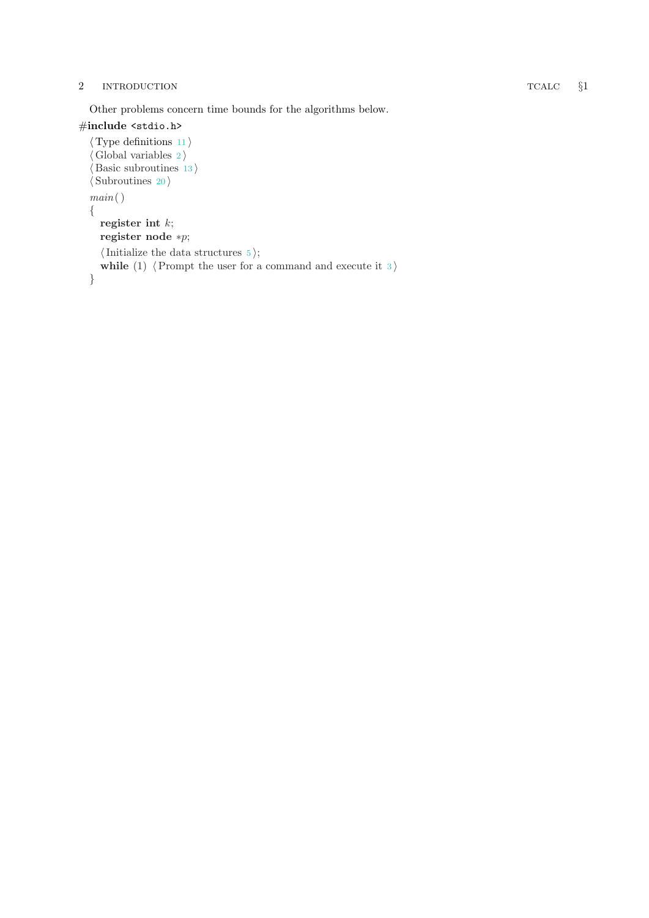Other problems concern time bounds for the algorithms below.

```
#include <stdio.h>
  ⟨ Type definitions 11 ⟩
  ⟨ Global variables 2 ⟩
  ⟨ Basic subroutines 13 ⟩
  ⟨ Subroutines 20 ⟩
  main( )
  {
    register int k;
    register node *p;
    ⟨ Initialize the data structures 5 ⟩;
    while (1) ⟨ Prompt the user for a command and execute it 3 ⟩
  }
```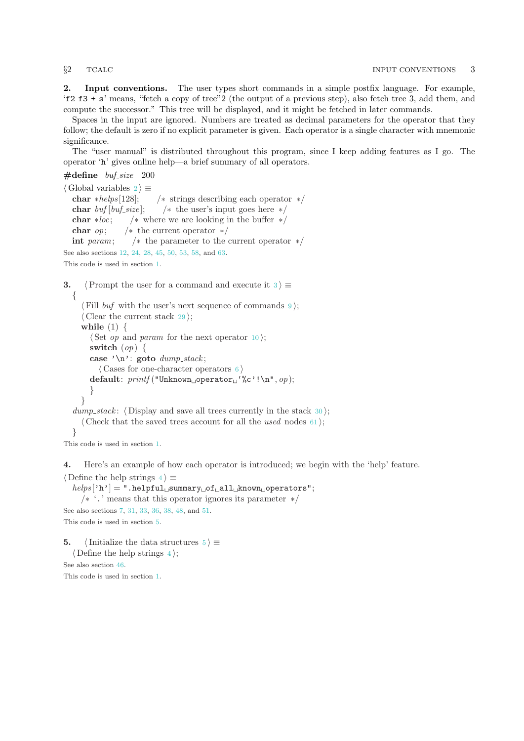**2. Input conventions.** The user types short commands in a simple postfix language. For example, '`f2 f3 + s`' means, "fetch a copy of tree"2 (the output of a previous step), also fetch tree 3, add them, and compute the successor." This tree will be displayed, and it might be fetched in later commands.

Spaces in the input are ignored. Numbers are treated as decimal parameters for the operator that they follow; the default is zero if no explicit parameter is given. Each operator is a single character with mnemonic significance.

The "user manual" is distributed throughout this program, since I keep adding features as I go. The operator '`h`' gives online help—a brief summary of all operators.

```
#define buf_size 200

⟨ Global variables 2 ⟩ ≡
  char *helps[128];    /* strings describing each operator */
  char buf[buf_size];    /* the user's input goes here */
  char *loc;    /* where we are looking in the buffer */
  char op;    /* the current operator */
  int param;    /* the parameter to the current operator */
```

See also sections 12, 24, 28, 45, 50, 53, 58, and 63.

This code is used in section 1.

**3.**

```
⟨ Prompt the user for a command and execute it 3 ⟩ ≡
  {
    ⟨ Fill buf with the user's next sequence of commands 9 ⟩;
    ⟨ Clear the current stack 29 ⟩;
    while (1) {
      ⟨ Set op and param for the next operator 10 ⟩;
      switch (op) {
      case '\n': goto dump_stack;
        ⟨ Cases for one-character operators 6 ⟩
      default: printf("Unknown operator `%c'!\n", op);
      }
    }
  dump_stack: ⟨ Display and save all trees currently in the stack 30 ⟩;
    ⟨ Check that the saved trees account for all the used nodes 61 ⟩;
  }
```

This code is used in section 1.

**4.** Here's an example of how each operator is introduced; we begin with the 'help' feature.

```
⟨ Define the help strings 4 ⟩ ≡
  helps['h'] = ".helpful summary of all known operators";
    /* '.' means that this operator ignores its parameter */
```

See also sections 7, 31, 33, 36, 38, 48, and 51.

This code is used in section 5.

**5.**

```
⟨ Initialize the data structures 5 ⟩ ≡
  ⟨ Define the help strings 4 ⟩;
```

See also section 46.

This code is used in section 1.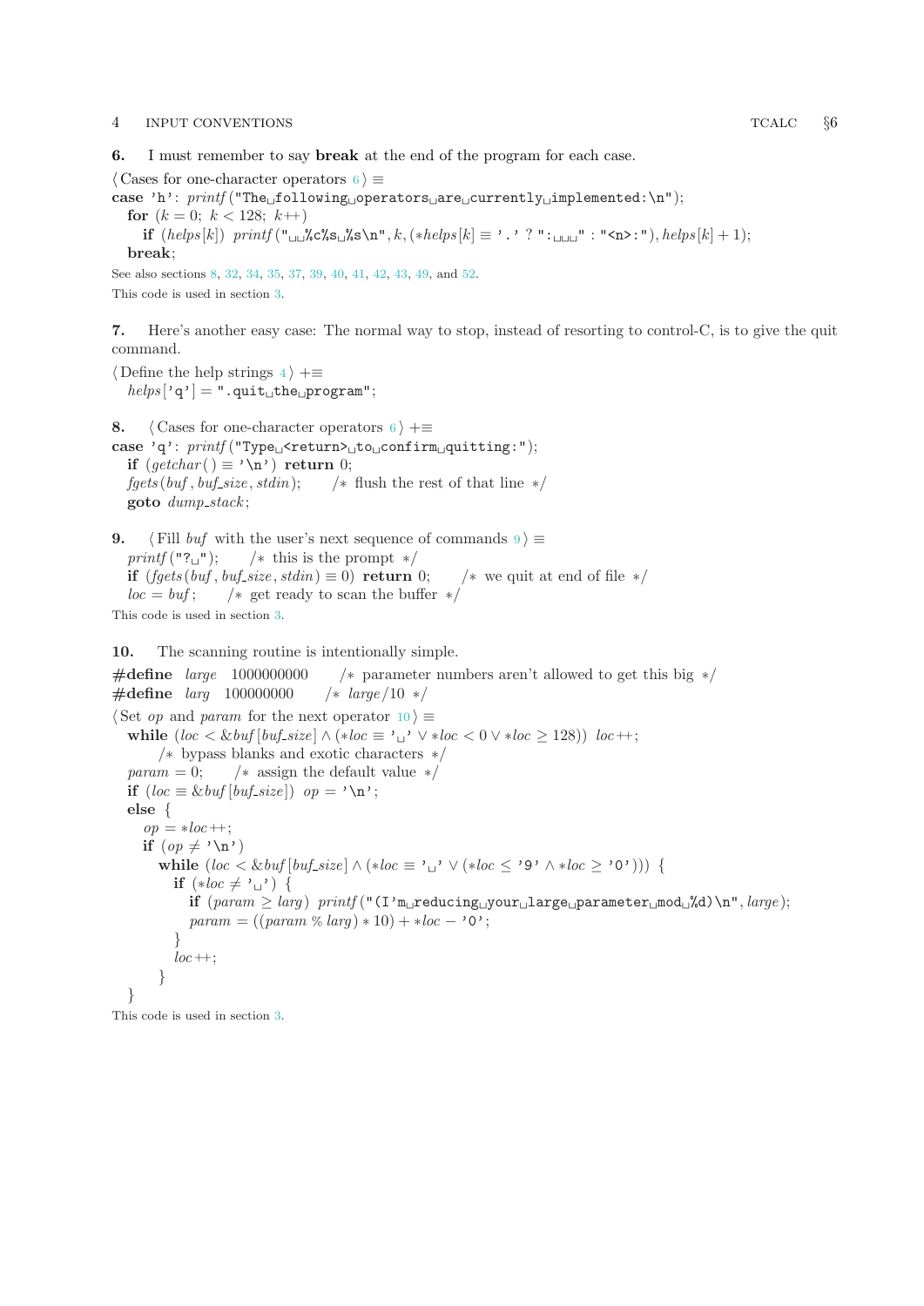**6.** I must remember to say **break** at the end of the program for each case.

```
⟨Cases for one-character operators 6⟩ ≡
case 'h': printf("The following operators are currently implemented:\n");
  for (k = 0; k < 128; k++)
    if (helps[k]) printf("  %c%s %s\n", k, (*helps[k] ≡ '.' ? ":   " : "<n>:"), helps[k] + 1);
  break;
```

See also sections 8, 32, 34, 35, 37, 39, 40, 41, 42, 43, 49, and 52.

This code is used in section 3.

**7.** Here's another easy case: The normal way to stop, instead of resorting to control-C, is to give the quit command.

```
⟨Define the help strings 4⟩ +≡
  helps['q'] = ".quit the program";
```

**8.**
```
⟨Cases for one-character operators 6⟩ +≡
case 'q': printf("Type <return> to confirm quitting:");
  if (getchar() ≡ '\n') return 0;
  fgets(buf, buf_size, stdin);    /* flush the rest of that line */
  goto dump_stack;
```

**9.**
```
⟨Fill buf with the user's next sequence of commands 9⟩ ≡
  printf("? ");    /* this is the prompt */
  if (fgets(buf, buf_size, stdin) ≡ 0) return 0;    /* we quit at end of file */
  loc = buf;    /* get ready to scan the buffer */
```

This code is used in section 3.

**10.** The scanning routine is intentionally simple.

```
#define large 1000000000    /* parameter numbers aren't allowed to get this big */
#define larg 100000000    /* large/10 */

⟨Set op and param for the next operator 10⟩ ≡
  while (loc < &buf[buf_size] ∧ (*loc ≡ ' ' ∨ *loc < 0 ∨ *loc ≥ 128)) loc++;
      /* bypass blanks and exotic characters */
  param = 0;    /* assign the default value */
  if (loc ≡ &buf[buf_size]) op = '\n';
  else {
    op = *loc++;
    if (op ≠ '\n')
      while (loc < &buf[buf_size] ∧ (*loc ≡ ' ' ∨ (*loc ≤ '9' ∧ *loc ≥ '0'))) {
        if (*loc ≠ ' ') {
          if (param ≥ larg) printf("(I'm reducing your large parameter mod %d)\n", large);
          param = ((param % larg) * 10) + *loc − '0';
        }
        loc++;
      }
  }
```

This code is used in section 3.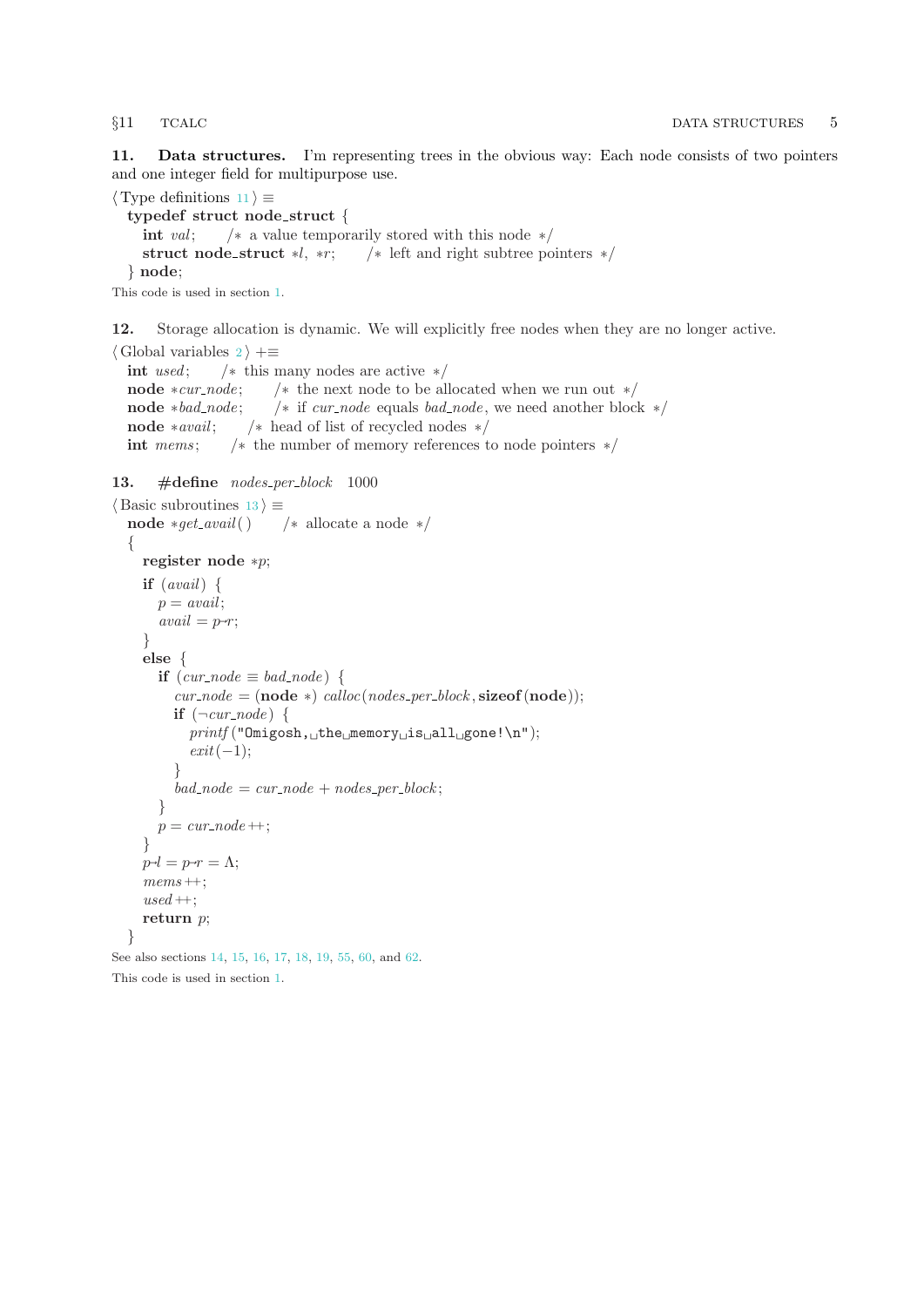**11. Data structures.** I'm representing trees in the obvious way: Each node consists of two pointers and one integer field for multipurpose use.

⟨ Type definitions 11 ⟩ ≡

```
typedef struct node_struct {
  int val;     /* a value temporarily stored with this node */
  struct node_struct *l, *r;     /* left and right subtree pointers */
} node;
```

This code is used in section 1.

**12.** Storage allocation is dynamic. We will explicitly free nodes when they are no longer active.

⟨ Global variables 2 ⟩ +≡

```
int used;     /* this many nodes are active */
node *cur_node;     /* the next node to be allocated when we run out */
node *bad_node;     /* if cur_node equals bad_node, we need another block */
node *avail;     /* head of list of recycled nodes */
int mems;     /* the number of memory references to node pointers */
```

**13.** #define nodes_per_block 1000

⟨ Basic subroutines 13 ⟩ ≡

```
node *get_avail()     /* allocate a node */
{
  register node *p;
  if (avail) {
    p = avail;
    avail = p->r;
  }
  else {
    if (cur_node == bad_node) {
      cur_node = (node *) calloc(nodes_per_block, sizeof(node));
      if (!cur_node) {
        printf("Omigosh, the memory is all gone!\n");
        exit(-1);
      }
      bad_node = cur_node + nodes_per_block;
    }
    p = cur_node++;
  }
  p->l = p->r = NULL;
  mems++;
  used++;
  return p;
}
```

See also sections 14, 15, 16, 17, 18, 19, 55, 60, and 62.

This code is used in section 1.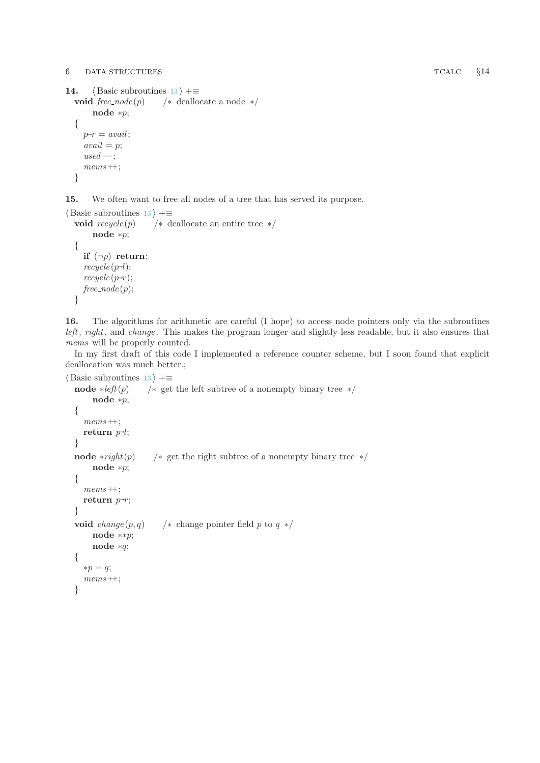**14.** ⟨ Basic subroutines 13 ⟩ +≡

```
void free_node(p)    /* deallocate a node */
    node *p;
{
  p->r = avail;
  avail = p;
  used--;
  mems++;
}
```

**15.** We often want to free all nodes of a tree that has served its purpose.

⟨ Basic subroutines 13 ⟩ +≡

```
void recycle(p)    /* deallocate an entire tree */
    node *p;
{
  if (!p) return;
  recycle(p->l);
  recycle(p->r);
  free_node(p);
}
```

**16.** The algorithms for arithmetic are careful (I hope) to access node pointers only via the subroutines *left*, *right*, and *change*. This makes the program longer and slightly less readable, but it also ensures that *mems* will be properly counted.

In my first draft of this code I implemented a reference counter scheme, but I soon found that explicit deallocation was much better.;

⟨ Basic subroutines 13 ⟩ +≡

```
node *left(p)    /* get the left subtree of a nonempty binary tree */
    node *p;
{
  mems++;
  return p->l;
}
node *right(p)    /* get the right subtree of a nonempty binary tree */
    node *p;
{
  mems++;
  return p->r;
}
void change(p, q)    /* change pointer field p to q */
    node **p;
    node *q;
{
  *p = q;
  mems++;
}
```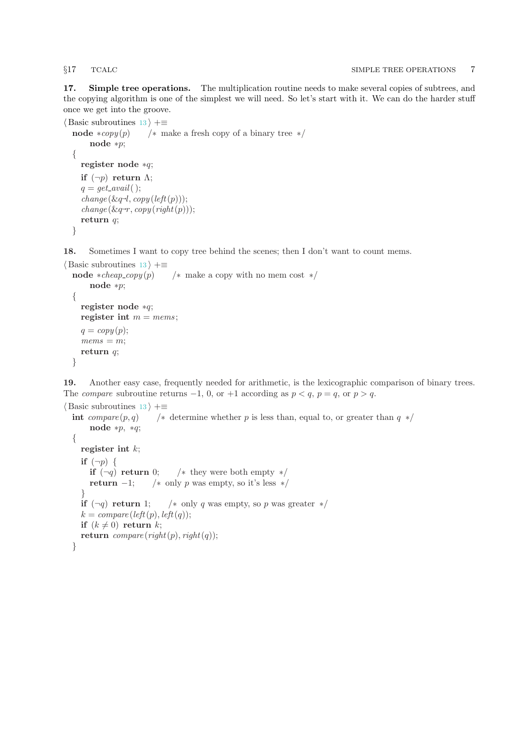**17. Simple tree operations.** The multiplication routine needs to make several copies of subtrees, and the copying algorithm is one of the simplest we will need. So let's start with it. We can do the harder stuff once we get into the groove.

⟨ Basic subroutines 13 ⟩ +≡

```
node *copy(p)    /* make a fresh copy of a binary tree */
     node *p;
{
  register node *q;
  if (¬p) return Λ;
  q = get_avail();
  change(&q→l, copy(left(p)));
  change(&q→r, copy(right(p)));
  return q;
}
```

**18.** Sometimes I want to copy tree behind the scenes; then I don't want to count mems.

⟨ Basic subroutines 13 ⟩ +≡

```
node *cheap_copy(p)    /* make a copy with no mem cost */
     node *p;
{
  register node *q;
  register int m = mems;
  q = copy(p);
  mems = m;
  return q;
}
```

**19.** Another easy case, frequently needed for arithmetic, is the lexicographic comparison of binary trees. The *compare* subroutine returns −1, 0, or +1 according as $p < q$, $p = q$, or $p > q$.

⟨ Basic subroutines 13 ⟩ +≡

```
int compare(p, q)    /* determine whether p is less than, equal to, or greater than q */
     node *p, *q;
{
  register int k;
  if (¬p) {
    if (¬q) return 0;    /* they were both empty */
    return −1;    /* only p was empty, so it's less */
  }
  if (¬q) return 1;    /* only q was empty, so p was greater */
  k = compare(left(p), left(q));
  if (k ≠ 0) return k;
  return compare(right(p), right(q));
}
```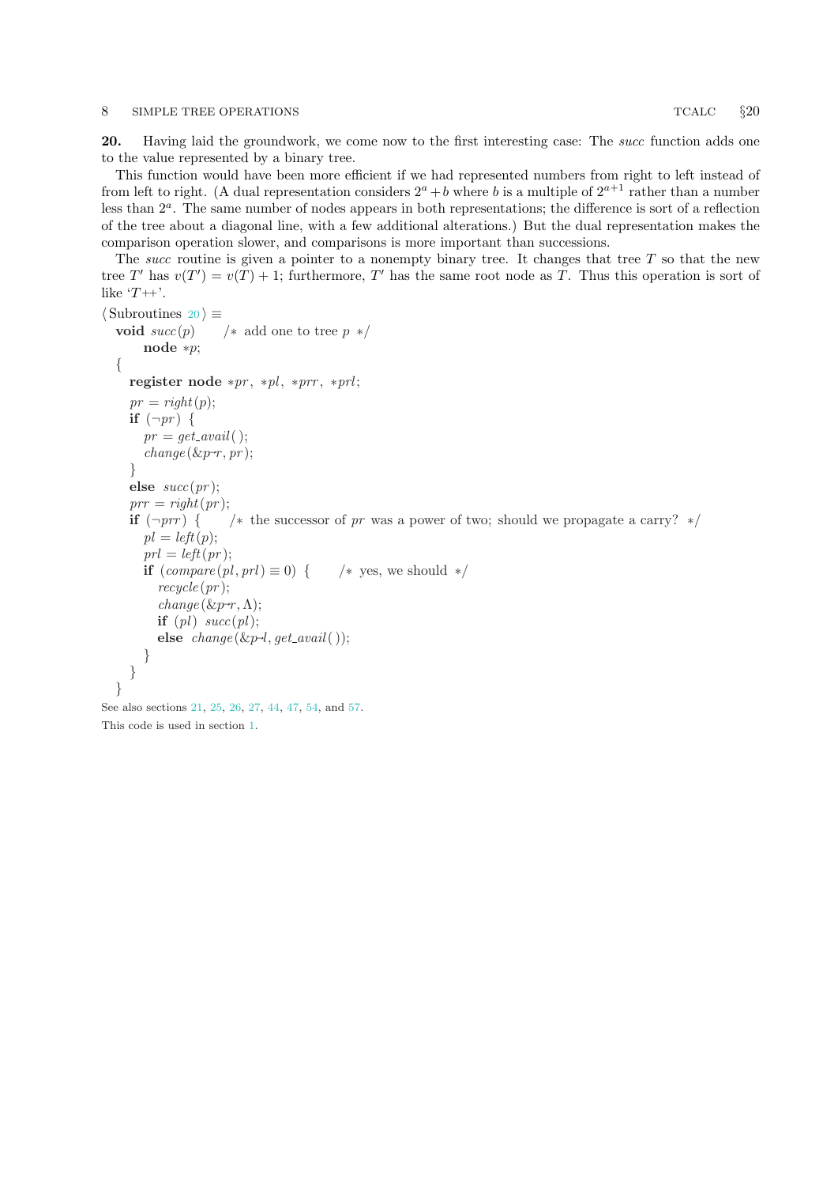**20.** Having laid the groundwork, we come now to the first interesting case: The *succ* function adds one to the value represented by a binary tree.

This function would have been more efficient if we had represented numbers from right to left instead of from left to right. (A dual representation considers $2^a + b$ where $b$ is a multiple of $2^{a+1}$ rather than a number less than $2^a$. The same number of nodes appears in both representations; the difference is sort of a reflection of the tree about a diagonal line, with a few additional alterations.) But the dual representation makes the comparison operation slower, and comparisons is more important than successions.

The *succ* routine is given a pointer to a nonempty binary tree. It changes that tree $T$ so that the new tree $T'$ has $v(T') = v(T) + 1$; furthermore, $T'$ has the same root node as $T$. Thus this operation is sort of like '$T$++'.

⟨Subroutines 20⟩ ≡

```
void succ(p)    /* add one to tree p */
     node *p;
{
  register node *pr, *pl, *prr, *prl;
  pr = right(p);
  if (¬pr) {
    pr = get_avail();
    change(&p→r, pr);
  }
  else succ(pr);
  prr = right(pr);
  if (¬prr) {    /* the successor of pr was a power of two; should we propagate a carry? */
    pl = left(p);
    prl = left(pr);
    if (compare(pl, prl) ≡ 0) {    /* yes, we should */
      recycle(pr);
      change(&p→r, Λ);
      if (pl) succ(pl);
      else change(&p→l, get_avail());
    }
  }
}
```

See also sections 21, 25, 26, 27, 44, 47, 54, and 57.

This code is used in section 1.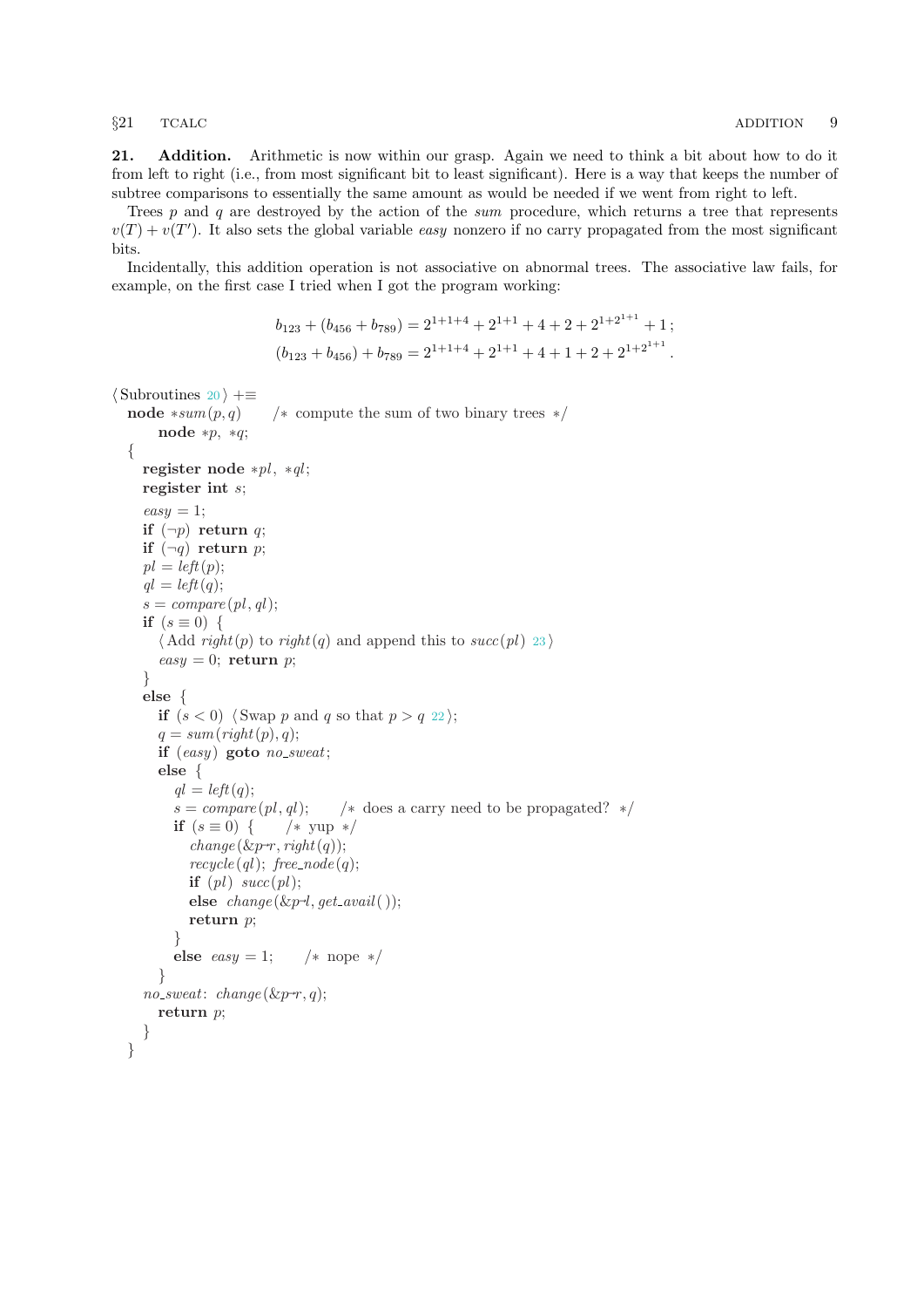**21. Addition.** Arithmetic is now within our grasp. Again we need to think a bit about how to do it from left to right (i.e., from most significant bit to least significant). Here is a way that keeps the number of subtree comparisons to essentially the same amount as would be needed if we went from right to left.

Trees $p$ and $q$ are destroyed by the action of the *sum* procedure, which returns a tree that represents $v(T) + v(T')$. It also sets the global variable *easy* nonzero if no carry propagated from the most significant bits.

Incidentally, this addition operation is not associative on abnormal trees. The associative law fails, for example, on the first case I tried when I got the program working:

$$b_{123} + (b_{456} + b_{789}) = 2^{1+1+4} + 2^{1+1} + 4 + 2 + 2^{1+2^{1+1}} + 1\,;$$
$$(b_{123} + b_{456}) + b_{789} = 2^{1+1+4} + 2^{1+1} + 4 + 1 + 2 + 2^{1+2^{1+1}}\,.$$

```
⟨ Subroutines 20 ⟩ +≡
  node *sum(p, q)      /* compute the sum of two binary trees */
       node *p, *q;
  {
    register node *pl, *ql;
    register int s;
    easy = 1;
    if (¬p) return q;
    if (¬q) return p;
    pl = left(p);
    ql = left(q);
    s = compare(pl, ql);
    if (s ≡ 0) {
      ⟨ Add right(p) to right(q) and append this to succ(pl) 23 ⟩
      easy = 0; return p;
    }
    else {
      if (s < 0) ⟨ Swap p and q so that p > q 22 ⟩;
      q = sum(right(p), q);
      if (easy) goto no_sweat;
      else {
        ql = left(q);
        s = compare(pl, ql);      /* does a carry need to be propagated? */
        if (s ≡ 0) {      /* yup */
          change(&p→r, right(q));
          recycle(ql); free_node(q);
          if (pl) succ(pl);
          else change(&p→l, get_avail());
          return p;
        }
        else easy = 1;      /* nope */
      }
    no_sweat: change(&p→r, q);
      return p;
    }
  }
```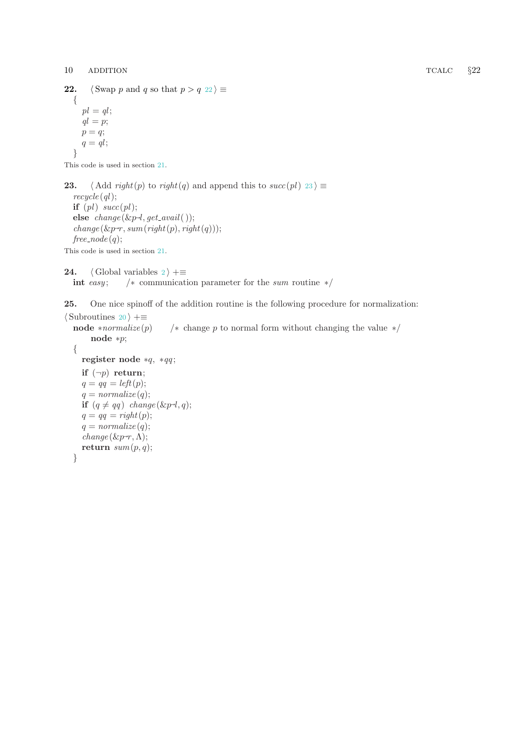**22.** ⟨ Swap $p$ and $q$ so that $p > q$ 22 ⟩ ≡

```
{
  pl = ql;
  ql = p;
  p = q;
  q = ql;
}
```

This code is used in section 21.

**23.** ⟨ Add *right*($p$) to *right*($q$) and append this to *succ*($pl$) 23 ⟩ ≡

```
recycle(ql);
if (pl) succ(pl);
else change(&p→l, get_avail());
change(&p→r, sum(right(p), right(q)));
free_node(q);
```

This code is used in section 21.

**24.** ⟨ Global variables 2 ⟩ +≡

```
int easy;   /* communication parameter for the sum routine */
```

**25.** One nice spinoff of the addition routine is the following procedure for normalization:

⟨ Subroutines 20 ⟩ +≡

```
node *normalize(p)   /* change p to normal form without changing the value */
    node *p;
{
  register node *q, *qq;
  if (¬p) return;
  q = qq = left(p);
  q = normalize(q);
  if (q ≠ qq) change(&p→l, q);
  q = qq = right(p);
  q = normalize(q);
  change(&p→r, Λ);
  return sum(p, q);
}
```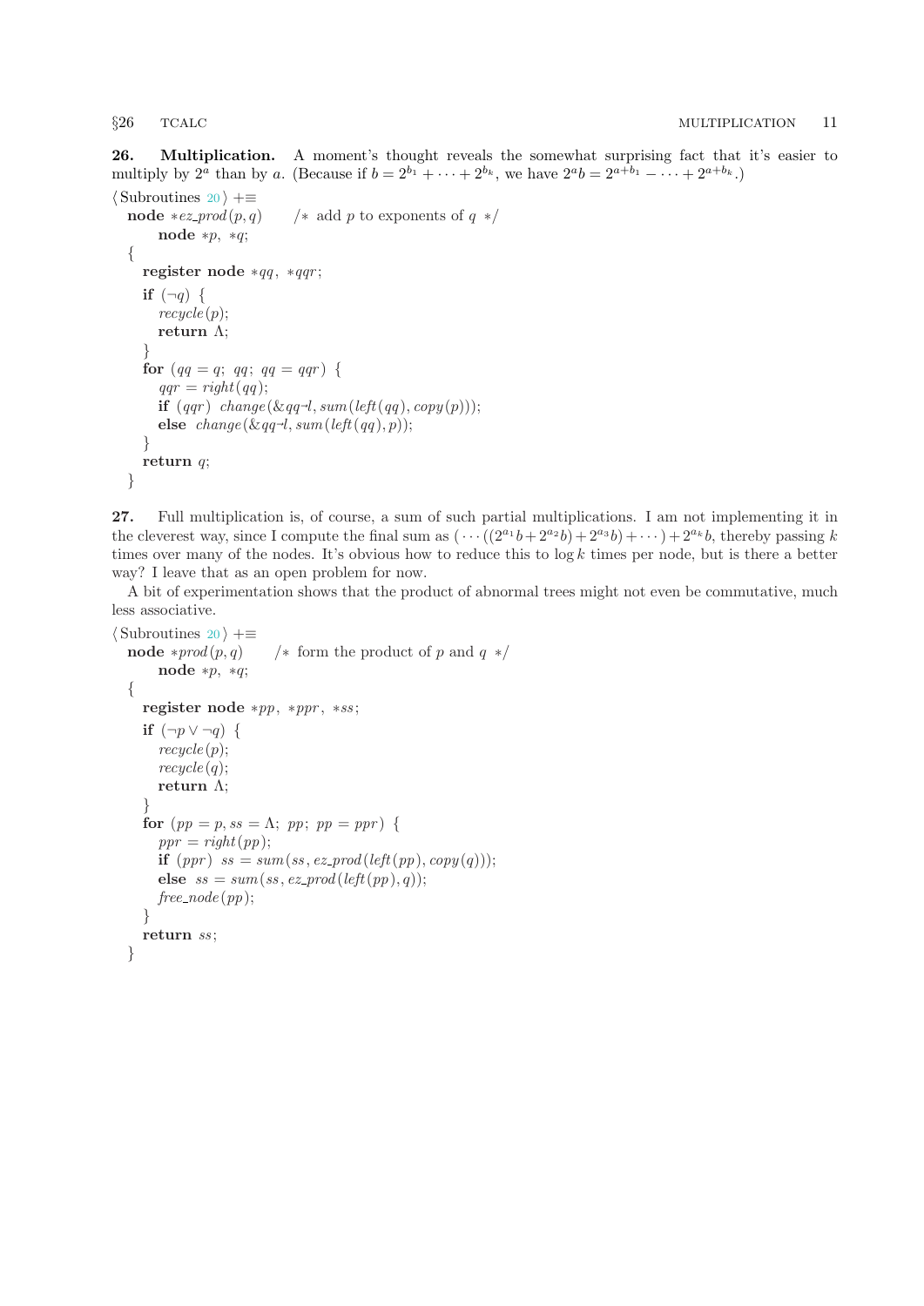**26. Multiplication.** A moment's thought reveals the somewhat surprising fact that it's easier to multiply by $2^a$ than by $a$. (Because if $b = 2^{b_1} + \cdots + 2^{b_k}$, we have $2^a b = 2^{a+b_1} - \cdots + 2^{a+b_k}$.)

```
⟨Subroutines 20⟩ +≡
  node *ez_prod(p, q)      /* add p to exponents of q */
      node *p, *q;
  {
    register node *qq, *qqr;
    if (¬q) {
      recycle(p);
      return Λ;
    }
    for (qq = q; qq; qq = qqr) {
      qqr = right(qq);
      if (qqr) change(&qq→l, sum(left(qq), copy(p)));
      else change(&qq→l, sum(left(qq), p));
    }
    return q;
  }
```

**27.** Full multiplication is, of course, a sum of such partial multiplications. I am not implementing it in the cleverest way, since I compute the final sum as $(\cdots((2^{a_1}b + 2^{a_2}b) + 2^{a_3}b) + \cdots) + 2^{a_k}b$, thereby passing $k$ times over many of the nodes. It's obvious how to reduce this to $\log k$ times per node, but is there a better way? I leave that as an open problem for now.

A bit of experimentation shows that the product of abnormal trees might not even be commutative, much less associative.

```
⟨Subroutines 20⟩ +≡
  node *prod(p, q)      /* form the product of p and q */
      node *p, *q;
  {
    register node *pp, *ppr, *ss;
    if (¬p ∨ ¬q) {
      recycle(p);
      recycle(q);
      return Λ;
    }
    for (pp = p, ss = Λ; pp; pp = ppr) {
      ppr = right(pp);
      if (ppr) ss = sum(ss, ez_prod(left(pp), copy(q)));
      else ss = sum(ss, ez_prod(left(pp), q));
      free_node(pp);
    }
    return ss;
  }
```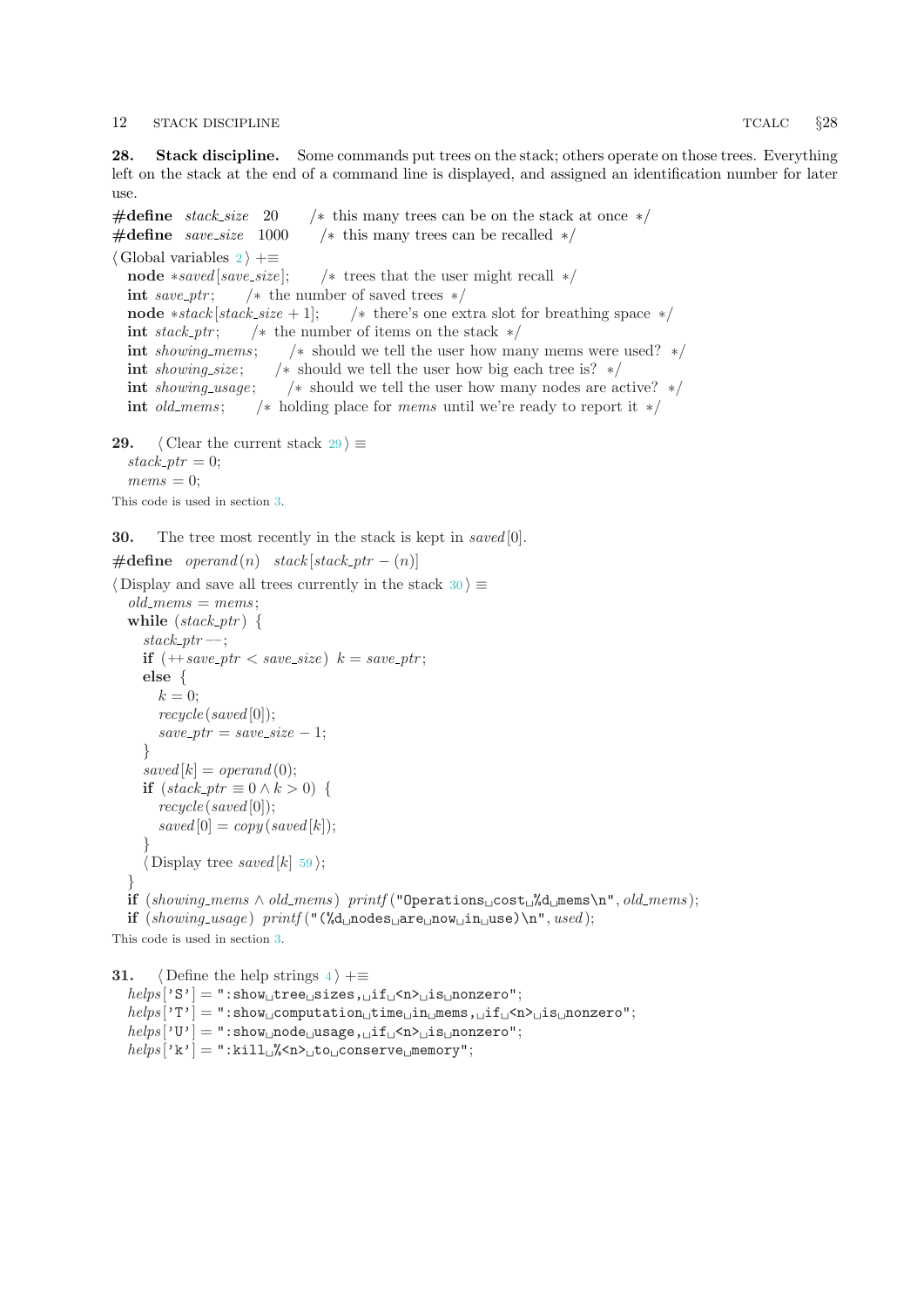**28. Stack discipline.** Some commands put trees on the stack; others operate on those trees. Everything left on the stack at the end of a command line is displayed, and assigned an identification number for later use.

```
#define stack_size 20     /* this many trees can be on the stack at once */
#define save_size 1000    /* this many trees can be recalled */
```

⟨ Global variables 2 ⟩ +≡

```
node *saved[save_size];    /* trees that the user might recall */
int save_ptr;    /* the number of saved trees */
node *stack[stack_size + 1];    /* there's one extra slot for breathing space */
int stack_ptr;    /* the number of items on the stack */
int showing_mems;    /* should we tell the user how many mems were used? */
int showing_size;    /* should we tell the user how big each tree is? */
int showing_usage;    /* should we tell the user how many nodes are active? */
int old_mems;    /* holding place for mems until we're ready to report it */
```

**29.** ⟨ Clear the current stack 29 ⟩ ≡

```
stack_ptr = 0;
mems = 0;
```

This code is used in section 3.

**30.** The tree most recently in the stack is kept in *saved*[0].

```
#define operand(n) stack[stack_ptr − (n)]
```

⟨ Display and save all trees currently in the stack 30 ⟩ ≡

```
old_mems = mems;
while (stack_ptr) {
  stack_ptr−−;
  if (++save_ptr < save_size) k = save_ptr;
  else {
    k = 0;
    recycle(saved[0]);
    save_ptr = save_size − 1;
  }
  saved[k] = operand(0);
  if (stack_ptr ≡ 0 ∧ k > 0) {
    recycle(saved[0]);
    saved[0] = copy(saved[k]);
  }
  ⟨ Display tree saved[k] 59 ⟩;
}
if (showing_mems ∧ old_mems) printf("Operations cost %d mems\n", old_mems);
if (showing_usage) printf("(%d nodes are now in use)\n", used);
```

This code is used in section 3.

**31.** ⟨ Define the help strings 4 ⟩ +≡

```
helps['S'] = ":show tree sizes, if <n> is nonzero";
helps['T'] = ":show computation time in mems, if <n> is nonzero";
helps['U'] = ":show node usage, if <n> is nonzero";
helps['k'] = ":kill %<n> to conserve memory";
```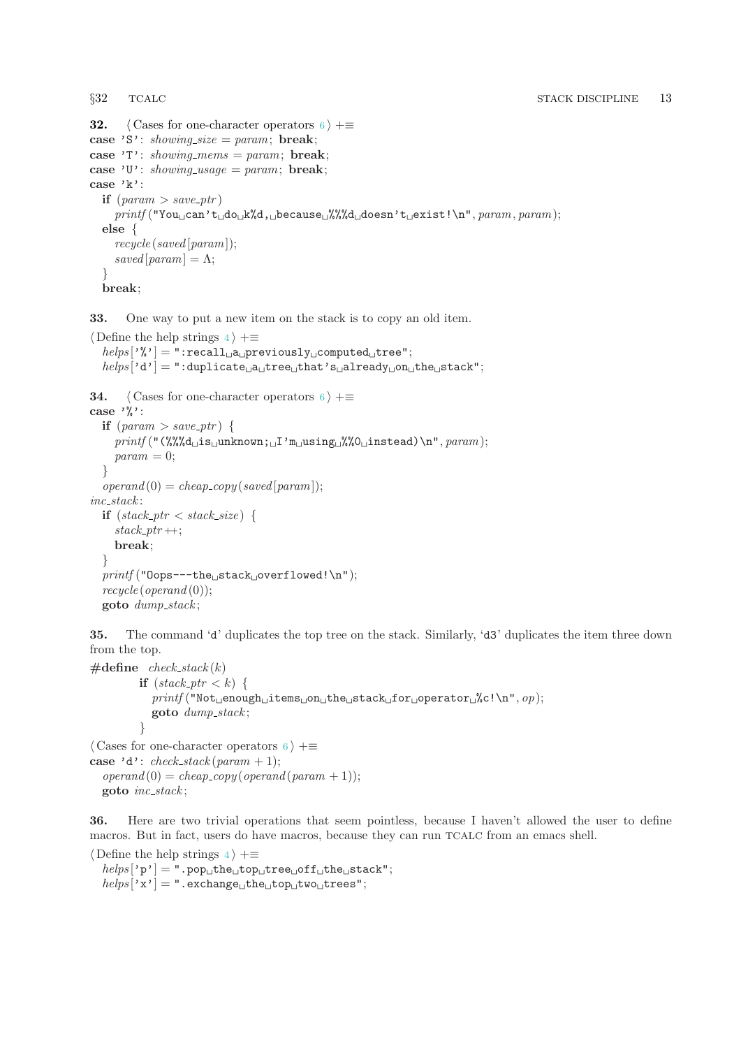**32.** ⟨ Cases for one-character operators 6 ⟩ +≡

```
case 'S': showing_size = param; break;
case 'T': showing_mems = param; break;
case 'U': showing_usage = param; break;
case 'k':
  if (param > save_ptr)
    printf("You can't do k%d, because %%%d doesn't exist!\n", param, param);
  else {
    recycle(saved[param]);
    saved[param] = Λ;
  }
  break;
```

**33.** One way to put a new item on the stack is to copy an old item.

⟨ Define the help strings 4 ⟩ +≡

```
helps['%'] = ":recall a previously computed tree";
helps['d'] = ":duplicate a tree that's already on the stack";
```

**34.** ⟨ Cases for one-character operators 6 ⟩ +≡

```
case '%':
  if (param > save_ptr) {
    printf("(%%%d is unknown; I'm using %%0 instead)\n", param);
    param = 0;
  }
  operand(0) = cheap_copy(saved[param]);
inc_stack:
  if (stack_ptr < stack_size) {
    stack_ptr++;
    break;
  }
  printf("Oops---the stack overflowed!\n");
  recycle(operand(0));
  goto dump_stack;
```

**35.** The command 'd' duplicates the top tree on the stack. Similarly, 'd3' duplicates the item three down from the top.

```
#define check_stack(k)
        if (stack_ptr < k) {
          printf("Not enough items on the stack for operator %c!\n", op);
          goto dump_stack;
        }
```

⟨ Cases for one-character operators 6 ⟩ +≡

```
case 'd': check_stack(param + 1);
  operand(0) = cheap_copy(operand(param + 1));
  goto inc_stack;
```

**36.** Here are two trivial operations that seem pointless, because I haven't allowed the user to define macros. But in fact, users do have macros, because they can run TCALC from an emacs shell.

⟨ Define the help strings 4 ⟩ +≡

```
helps['p'] = ".pop the top tree off the stack";
helps['x'] = ".exchange the top two trees";
```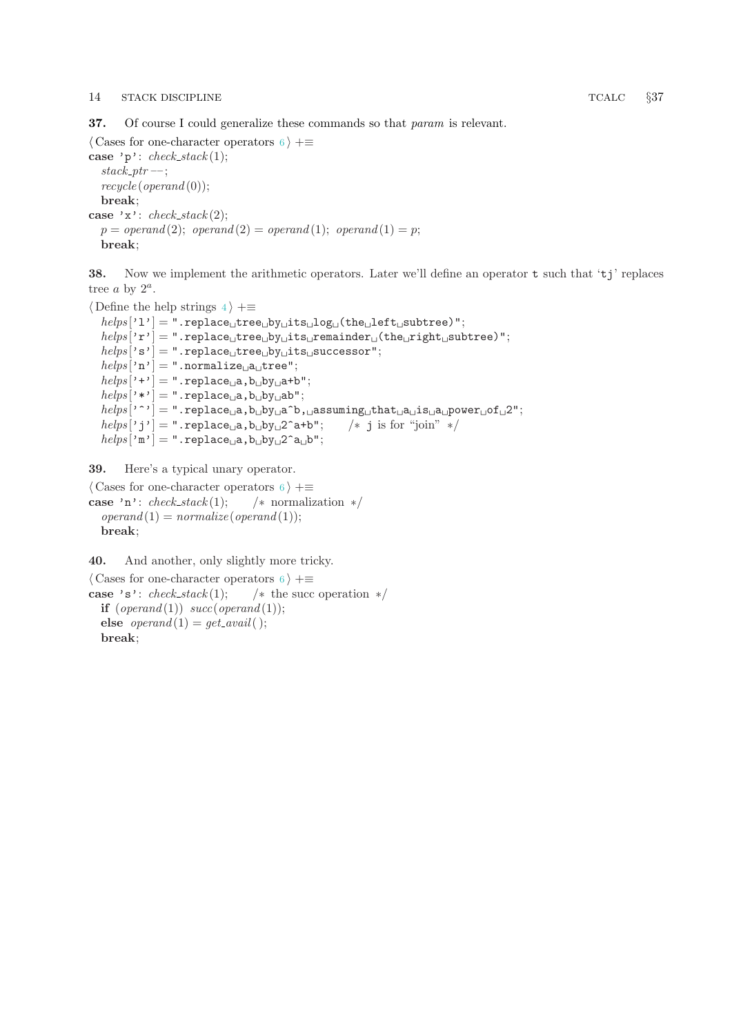**37.** Of course I could generalize these commands so that *param* is relevant.

```
⟨Cases for one-character operators 6⟩ +≡
case 'p': check_stack(1);
  stack_ptr--;
  recycle(operand(0));
  break;
case 'x': check_stack(2);
  p = operand(2); operand(2) = operand(1); operand(1) = p;
  break;
```

**38.** Now we implement the arithmetic operators. Later we'll define an operator `t` such that '`tj`' replaces tree $a$ by $2^a$.

```
⟨Define the help strings 4⟩ +≡
  helps['l'] = ".replace tree by its log (the left subtree)";
  helps['r'] = ".replace tree by its remainder (the right subtree)";
  helps['s'] = ".replace tree by its successor";
  helps['n'] = ".normalize a tree";
  helps['+'] = ".replace a,b by a+b";
  helps['*'] = ".replace a,b by ab";
  helps['^'] = ".replace a,b by a^b, assuming that a is a power of 2";
  helps['j'] = ".replace a,b by 2^a+b";   /* j is for "join" */
  helps['m'] = ".replace a,b by 2^a b";
```

**39.** Here's a typical unary operator.

```
⟨Cases for one-character operators 6⟩ +≡
case 'n': check_stack(1);   /* normalization */
  operand(1) = normalize(operand(1));
  break;
```

**40.** And another, only slightly more tricky.

```
⟨Cases for one-character operators 6⟩ +≡
case 's': check_stack(1);   /* the succ operation */
  if (operand(1)) succ(operand(1));
  else operand(1) = get_avail();
  break;
```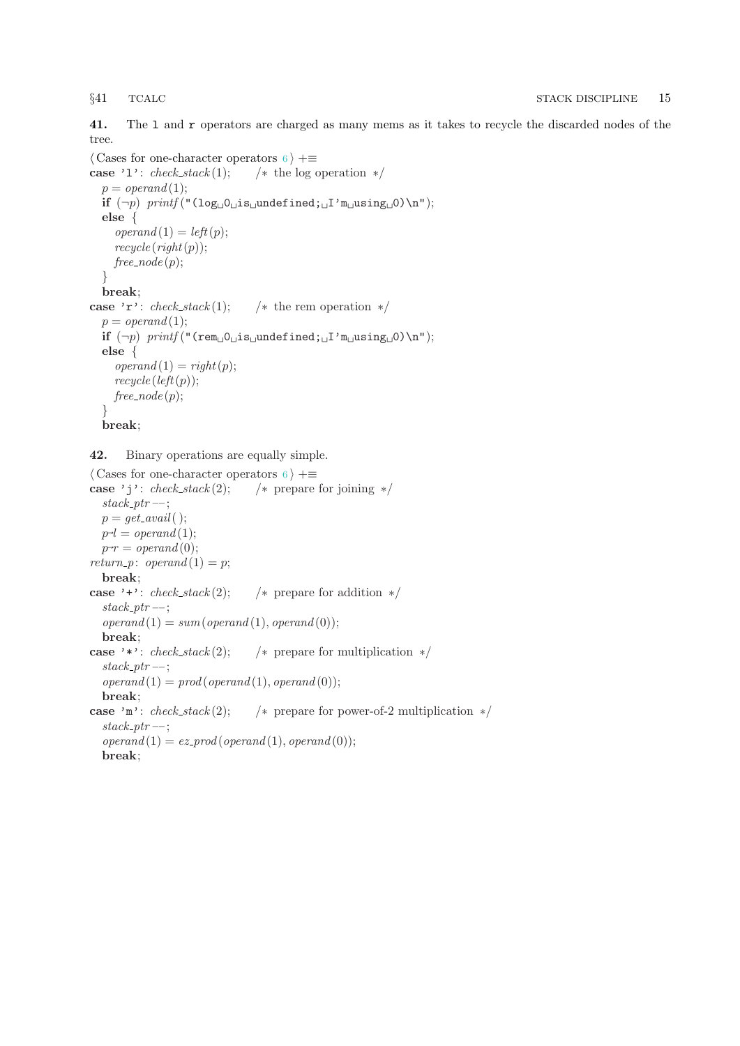**41.** The `l` and `r` operators are charged as many mems as it takes to recycle the discarded nodes of the tree.

```
⟨ Cases for one-character operators 6 ⟩ +≡
case 'l': check_stack(1);   /* the log operation */
  p = operand(1);
  if (¬p) printf("(log 0 is undefined; I'm using 0)\n");
  else {
    operand(1) = left(p);
    recycle(right(p));
    free_node(p);
  }
  break;
case 'r': check_stack(1);   /* the rem operation */
  p = operand(1);
  if (¬p) printf("(rem 0 is undefined; I'm using 0)\n");
  else {
    operand(1) = right(p);
    recycle(left(p));
    free_node(p);
  }
  break;
```

**42.** Binary operations are equally simple.

```
⟨ Cases for one-character operators 6 ⟩ +≡
case 'j': check_stack(2);   /* prepare for joining */
  stack_ptr−−;
  p = get_avail();
  p→l = operand(1);
  p→r = operand(0);
return_p: operand(1) = p;
  break;
case '+': check_stack(2);   /* prepare for addition */
  stack_ptr−−;
  operand(1) = sum(operand(1), operand(0));
  break;
case '*': check_stack(2);   /* prepare for multiplication */
  stack_ptr−−;
  operand(1) = prod(operand(1), operand(0));
  break;
case 'm': check_stack(2);   /* prepare for power-of-2 multiplication */
  stack_ptr−−;
  operand(1) = ez_prod(operand(1), operand(0));
  break;
```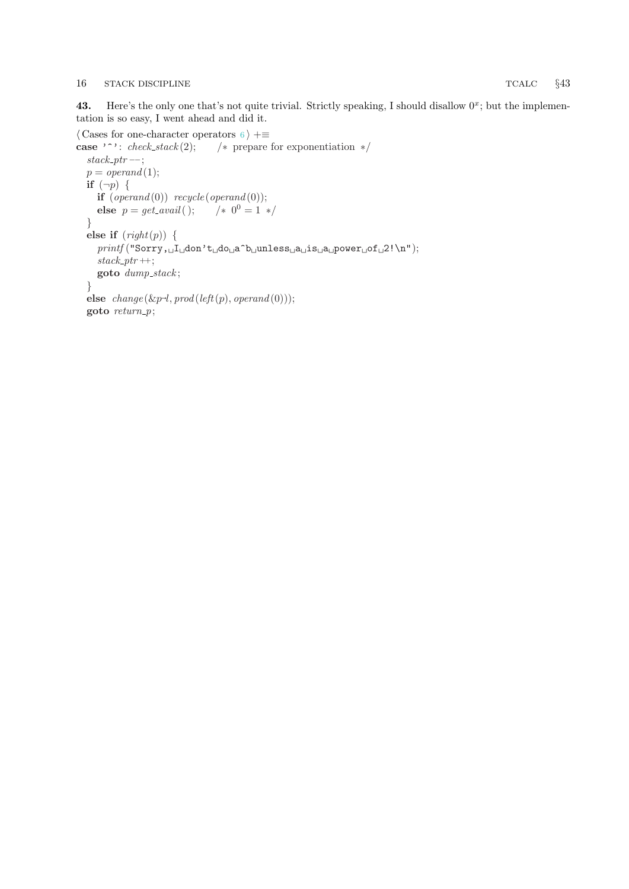**43.** Here's the only one that's not quite trivial. Strictly speaking, I should disallow $0^x$; but the implementation is so easy, I went ahead and did it.

⟨ Cases for one-character operators 6 ⟩ +≡

```
case '^': check_stack(2);    /* prepare for exponentiation */
  stack_ptr--;
  p = operand(1);
  if (¬p) {
    if (operand(0)) recycle(operand(0));
    else p = get_avail();    /* 0^0 = 1 */
  }
  else if (right(p)) {
    printf("Sorry, I don't do a^b unless a is a power of 2!\n");
    stack_ptr++;
    goto dump_stack;
  }
  else change(&p→l, prod(left(p), operand(0)));
  goto return_p;
```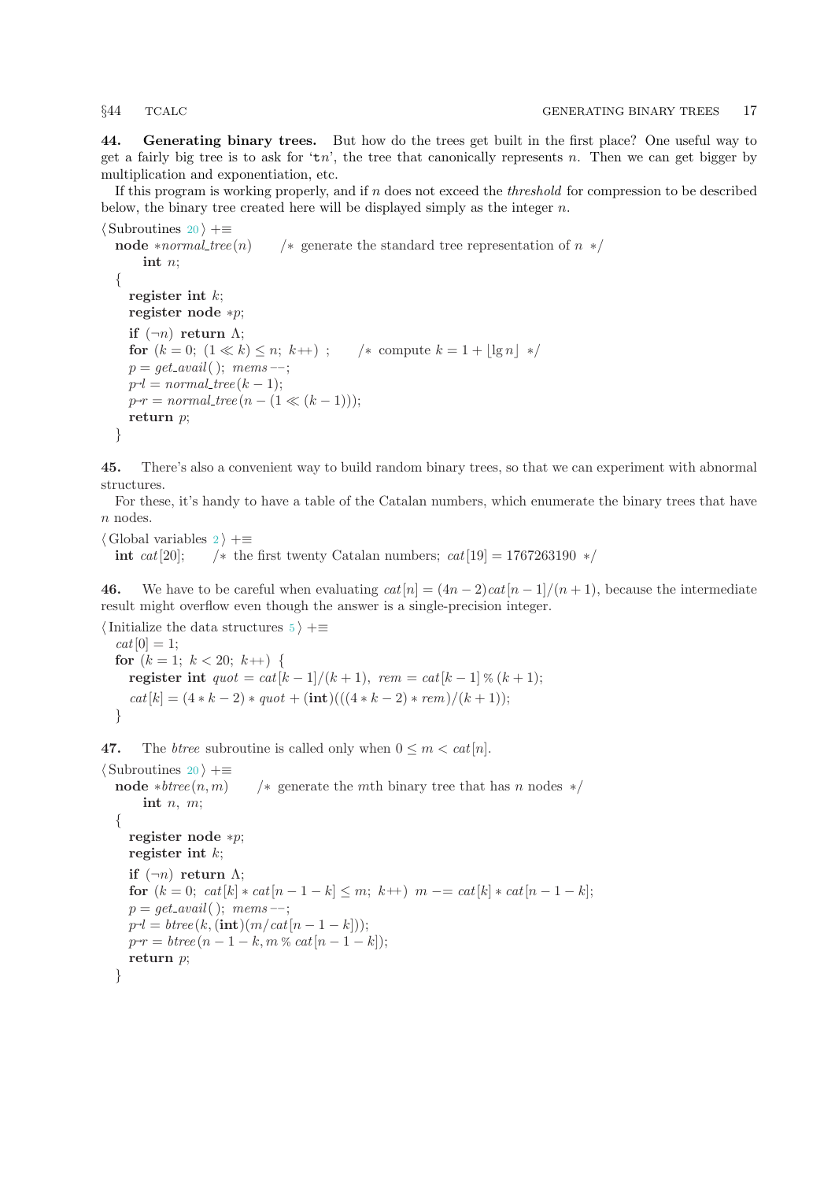**44. Generating binary trees.** But how do the trees get built in the first place? One useful way to get a fairly big tree is to ask for '`t`$n$', the tree that canonically represents $n$. Then we can get bigger by multiplication and exponentiation, etc.

If this program is working properly, and if $n$ does not exceed the *threshold* for compression to be described below, the binary tree created here will be displayed simply as the integer $n$.

⟨ Subroutines 20 ⟩ +≡

```
node *normal_tree(n)    /* generate the standard tree representation of n */
     int n;
{
  register int k;
  register node *p;
  if (¬n) return Λ;
  for (k = 0; (1 ≪ k) ≤ n; k++) ;    /* compute k = 1 + ⌊lg n⌋ */
  p = get_avail(); mems−−;
  p→l = normal_tree(k − 1);
  p→r = normal_tree(n − (1 ≪ (k − 1)));
  return p;
}
```

**45.** There's also a convenient way to build random binary trees, so that we can experiment with abnormal structures.

For these, it's handy to have a table of the Catalan numbers, which enumerate the binary trees that have $n$ nodes.

⟨ Global variables 2 ⟩ +≡

```
int cat[20];    /* the first twenty Catalan numbers; cat[19] = 1767263190 */
```

**46.** We have to be careful when evaluating $cat[n] = (4n-2)cat[n-1]/(n+1)$, because the intermediate result might overflow even though the answer is a single-precision integer.

⟨ Initialize the data structures 5 ⟩ +≡

```
cat[0] = 1;
for (k = 1; k < 20; k++) {
  register int quot = cat[k − 1]/(k + 1), rem = cat[k − 1] % (k + 1);
  cat[k] = (4 ∗ k − 2) ∗ quot + (int)(((4 ∗ k − 2) ∗ rem)/(k + 1));
}
```

**47.** The *btree* subroutine is called only when $0 \le m < cat[n]$.

⟨ Subroutines 20 ⟩ +≡

```
node *btree(n, m)    /* generate the mth binary tree that has n nodes */
     int n, m;
{
  register node *p;
  register int k;
  if (¬n) return Λ;
  for (k = 0; cat[k] ∗ cat[n − 1 − k] ≤ m; k++) m −= cat[k] ∗ cat[n − 1 − k];
  p = get_avail(); mems−−;
  p→l = btree(k, (int)(m/cat[n − 1 − k]));
  p→r = btree(n − 1 − k, m % cat[n − 1 − k]);
  return p;
}
```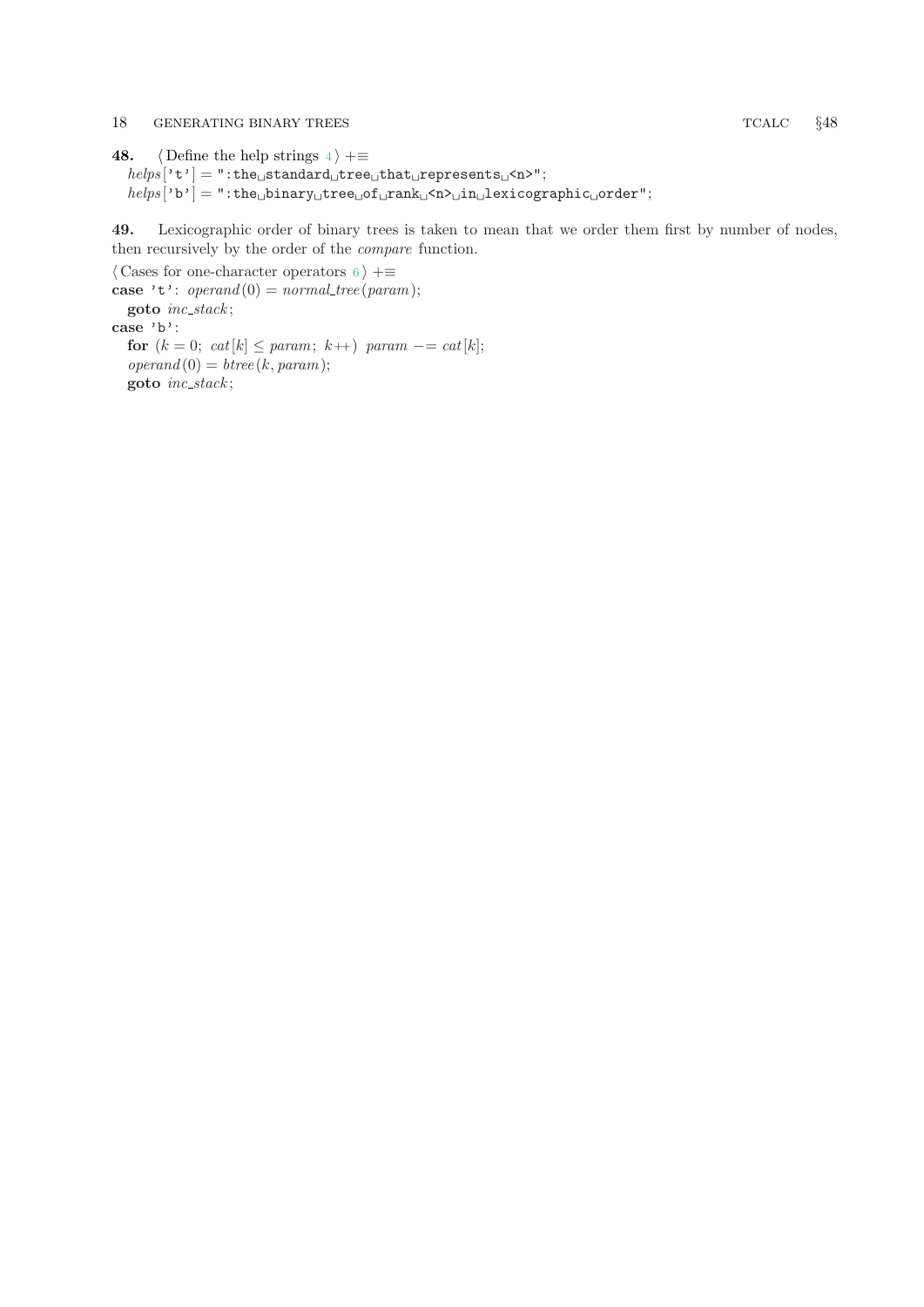**48.** ⟨ Define the help strings 4 ⟩ +≡

```
helps['t'] = ":the standard tree that represents <n>";
helps['b'] = ":the binary tree of rank <n> in lexicographic order";
```

**49.** Lexicographic order of binary trees is taken to mean that we order them first by number of nodes, then recursively by the order of the *compare* function.

⟨ Cases for one-character operators 6 ⟩ +≡

```
case 't': operand(0) = normal_tree(param);
  goto inc_stack;
case 'b':
  for (k = 0; cat[k] ≤ param; k++) param −= cat[k];
  operand(0) = btree(k, param);
  goto inc_stack;
```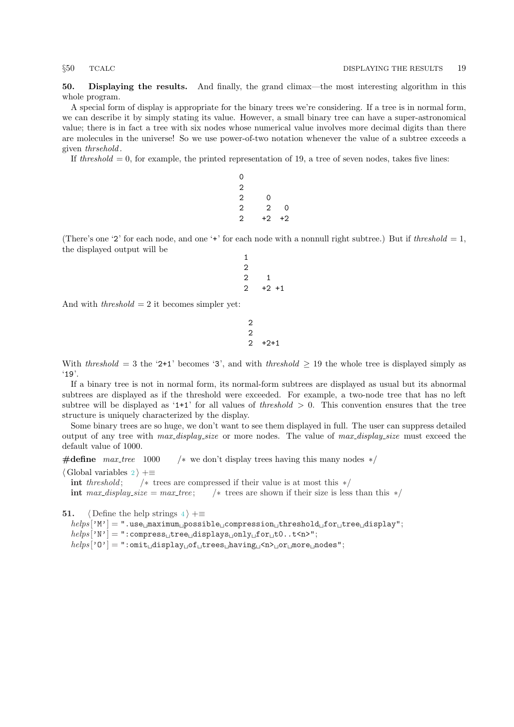**50. Displaying the results.** And finally, the grand climax—the most interesting algorithm in this whole program.

A special form of display is appropriate for the binary trees we're considering. If a tree is in normal form, we can describe it by simply stating its value. However, a small binary tree can have a super-astronomical value; there is in fact a tree with six nodes whose numerical value involves more decimal digits than there are molecules in the universe! So we use power-of-two notation whenever the value of a subtree exceeds a given *thrsehold*.

If *threshold* = 0, for example, the printed representation of 19, a tree of seven nodes, takes five lines:

```
0
2
2     0
2     2   0
2    +2  +2
```

(There's one '2' for each node, and one '+' for each node with a nonnull right subtree.) But if *threshold* = 1, the displayed output will be

```
1
2
2    1
2   +2 +1
```

And with *threshold* = 2 it becomes simpler yet:

```
2
2
2  +2+1
```

With *threshold* = 3 the '2+1' becomes '3', and with *threshold* $\geq 19$ the whole tree is displayed simply as '19'.

If a binary tree is not in normal form, its normal-form subtrees are displayed as usual but its abnormal subtrees are displayed as if the threshold were exceeded. For example, a two-node tree that has no left subtree will be displayed as '1+1' for all values of *threshold* $> 0$. This convention ensures that the tree structure is uniquely characterized by the display.

Some binary trees are so huge, we don't want to see them displayed in full. The user can suppress detailed output of any tree with *max_display_size* or more nodes. The value of *max_display_size* must exceed the default value of 1000.

```
#define max_tree 1000   /* we don't display trees having this many nodes */
⟨ Global variables 2 ⟩ +≡
  int threshold;   /* trees are compressed if their value is at most this */
  int max_display_size = max_tree;   /* trees are shown if their size is less than this */
```

**51.** ⟨ Define the help strings 4 ⟩ +≡

```
helps['M'] = ".use maximum possible compression threshold for tree display";
helps['N'] = ":compress tree displays only for t0..t<n>";
helps['O'] = ":omit display of trees having <n> or more nodes";
```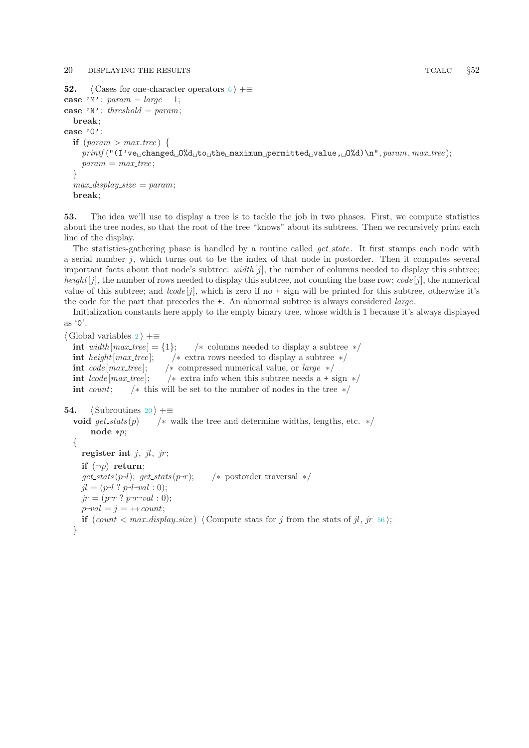**52.** ⟨ Cases for one-character operators 6 ⟩ +≡

```
case 'M': param = large − 1;
case 'N': threshold = param;
  break;
case 'O':
  if (param > max_tree) {
    printf("(I've changed %d to the maximum permitted value, %d)\n", param, max_tree);
    param = max_tree;
  }
  max_display_size = param;
  break;
```

**53.** The idea we'll use to display a tree is to tackle the job in two phases. First, we compute statistics about the tree nodes, so that the root of the tree "knows" about its subtrees. Then we recursively print each line of the display.

The statistics-gathering phase is handled by a routine called *get_state*. It first stamps each node with a serial number $j$, which turns out to be the index of that node in postorder. Then it computes several important facts about that node's subtree: $width[j]$, the number of columns needed to display this subtree; $height[j]$, the number of rows needed to display this subtree, not counting the base row; $code[j]$, the numerical value of this subtree; and $lcode[j]$, which is zero if no + sign will be printed for this subtree, otherwise it's the code for the part that precedes the +. An abnormal subtree is always considered *large*.

Initialization constants here apply to the empty binary tree, whose width is 1 because it's always displayed as '0'.

⟨ Global variables 2 ⟩ +≡

```
int width[max_tree] = {1};    /* columns needed to display a subtree */
int height[max_tree];    /* extra rows needed to display a subtree */
int code[max_tree];    /* compressed numerical value, or large */
int lcode[max_tree];    /* extra info when this subtree needs a + sign */
int count;    /* this will be set to the number of nodes in the tree */
```

**54.** ⟨ Subroutines 20 ⟩ +≡

```
void get_stats(p)    /* walk the tree and determine widths, lengths, etc. */
    node *p;
{
  register int j, jl, jr;
  if (¬p) return;
  get_stats(p→l); get_stats(p→r);    /* postorder traversal */
  jl = (p→l ? p→l→val : 0);
  jr = (p→r ? p→r→val : 0);
  p→val = j = ++count;
  if (count < max_display_size) ⟨ Compute stats for j from the stats of jl, jr 56 ⟩;
}
```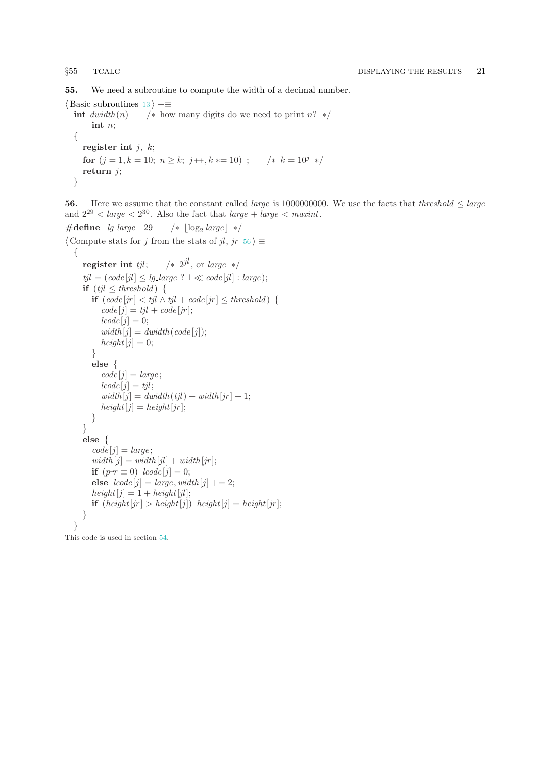**55.** We need a subroutine to compute the width of a decimal number.

```
⟨ Basic subroutines 13 ⟩ +≡
  int dwidth(n)    /* how many digits do we need to print n? */
      int n;
  {
    register int j, k;
    for (j = 1, k = 10; n ≥ k; j++, k *= 10) ;    /* k = 10^j */
    return j;
  }
```

**56.** Here we assume that the constant called *large* is 1000000000. We use the facts that *threshold* $\le$ *large* and $2^{29} <$ *large* $< 2^{30}$. Also the fact that *large* + *large* < *maxint*.

```
#define lg_large 29    /* ⌊log₂ large⌋ */

⟨ Compute stats for j from the stats of jl, jr 56 ⟩ ≡
  {
    register int tjl;    /* 2^jl, or large */
    tjl = (code[jl] ≤ lg_large ? 1 ≪ code[jl] : large);
    if (tjl ≤ threshold) {
      if (code[jr] < tjl ∧ tjl + code[jr] ≤ threshold) {
        code[j] = tjl + code[jr];
        lcode[j] = 0;
        width[j] = dwidth(code[j]);
        height[j] = 0;
      }
      else {
        code[j] = large;
        lcode[j] = tjl;
        width[j] = dwidth(tjl) + width[jr] + 1;
        height[j] = height[jr];
      }
    }
    else {
      code[j] = large;
      width[j] = width[jl] + width[jr];
      if (p→r ≡ 0) lcode[j] = 0;
      else lcode[j] = large, width[j] += 2;
      height[j] = 1 + height[jl];
      if (height[jr] > height[j]) height[j] = height[jr];
    }
  }
```

This code is used in section 54.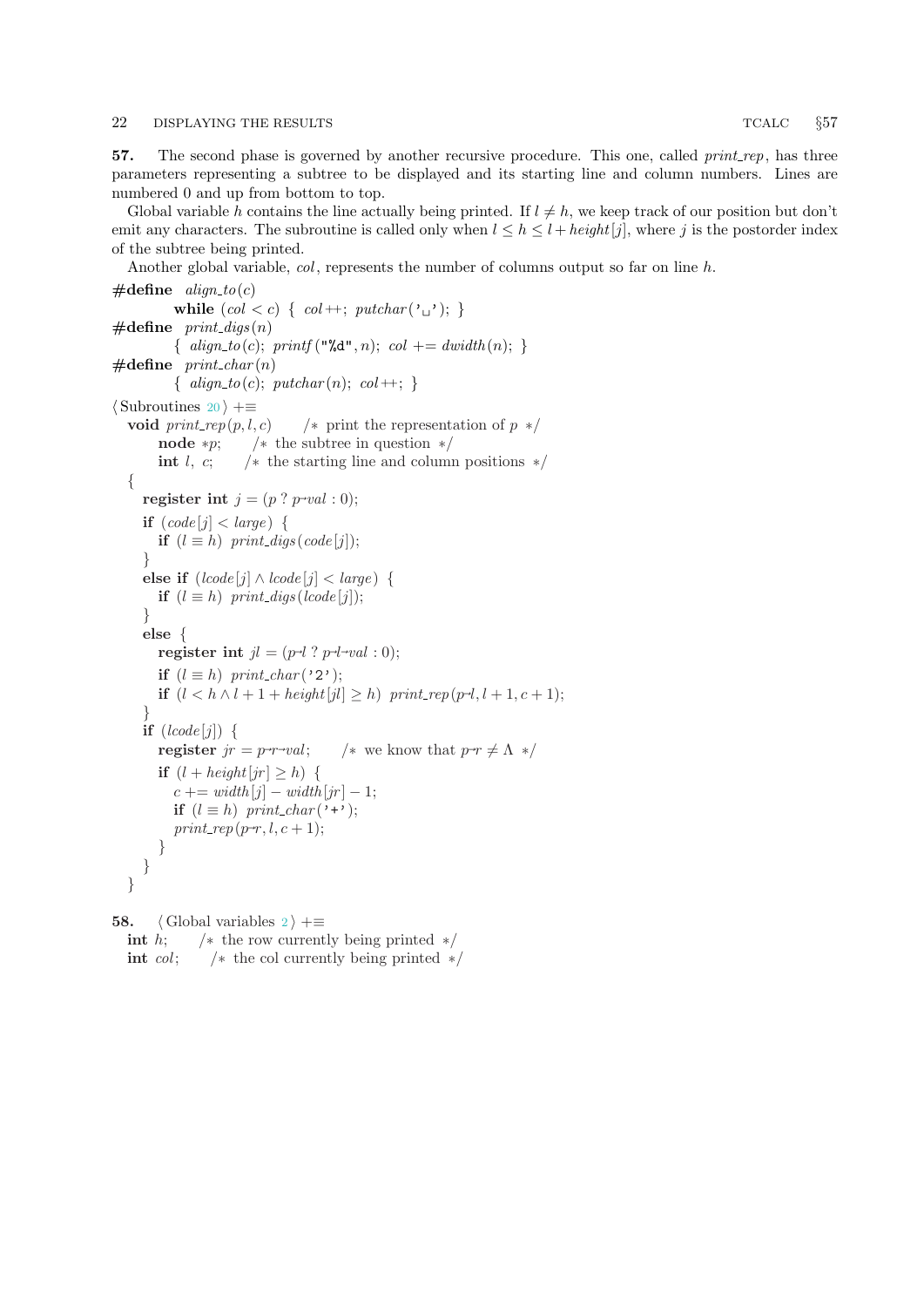**57.** The second phase is governed by another recursive procedure. This one, called *print_rep*, has three parameters representing a subtree to be displayed and its starting line and column numbers. Lines are numbered 0 and up from bottom to top.

Global variable $h$ contains the line actually being printed. If $l \neq h$, we keep track of our position but don't emit any characters. The subroutine is called only when $l \le h \le l + height[j]$, where $j$ is the postorder index of the subtree being printed.

Another global variable, *col*, represents the number of columns output so far on line $h$.

```
#define align_to(c)
          while (col < c) { col++; putchar('␣'); }
#define print_digs(n)
          { align_to(c); printf("%d", n); col += dwidth(n); }
#define print_char(n)
          { align_to(c); putchar(n); col++; }

⟨Subroutines 20⟩ +≡
  void print_rep(p, l, c)     /* print the representation of p */
       node *p;     /* the subtree in question */
       int l, c;     /* the starting line and column positions */
  {
    register int j = (p ? p→val : 0);
    if (code[j] < large) {
      if (l ≡ h) print_digs(code[j]);
    }
    else if (lcode[j] ∧ lcode[j] < large) {
      if (l ≡ h) print_digs(lcode[j]);
    }
    else {
      register int jl = (p→l ? p→l→val : 0);
      if (l ≡ h) print_char('2');
      if (l < h ∧ l + 1 + height[jl] ≥ h) print_rep(p→l, l + 1, c + 1);
    }
    if (lcode[j]) {
      register jr = p→r→val;     /* we know that p→r ≠ Λ */
      if (l + height[jr] ≥ h) {
        c += width[j] − width[jr] − 1;
        if (l ≡ h) print_char('+');
        print_rep(p→r, l, c + 1);
      }
    }
  }
```

**58.**

```
⟨Global variables 2⟩ +≡
  int h;     /* the row currently being printed */
  int col;     /* the col currently being printed */
```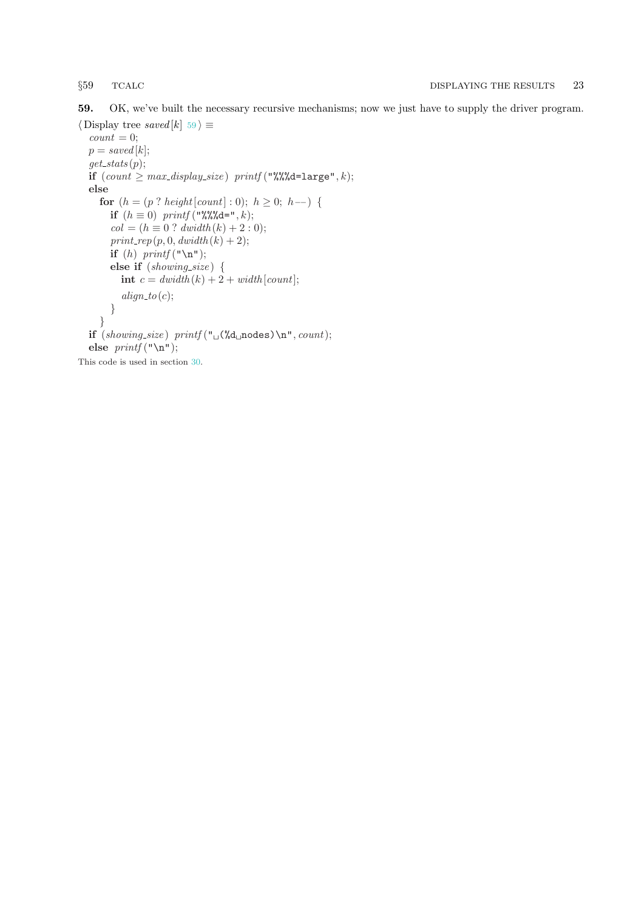**59.** OK, we've built the necessary recursive mechanisms; now we just have to supply the driver program.

⟨ Display tree *saved*[*k*] 59 ⟩ ≡

```
count = 0;
p = saved[k];
get_stats(p);
if (count ≥ max_display_size) printf("%%%d=large", k);
else
  for (h = (p ? height[count] : 0); h ≥ 0; h−−) {
    if (h ≡ 0) printf("%%%d=", k);
    col = (h ≡ 0 ? dwidth(k) + 2 : 0);
    print_rep(p, 0, dwidth(k) + 2);
    if (h) printf("\n");
    else if (showing_size) {
      int c = dwidth(k) + 2 + width[count];
      align_to(c);
    }
  }
if (showing_size) printf(" (%d nodes)\n", count);
else printf("\n");
```

This code is used in section 30.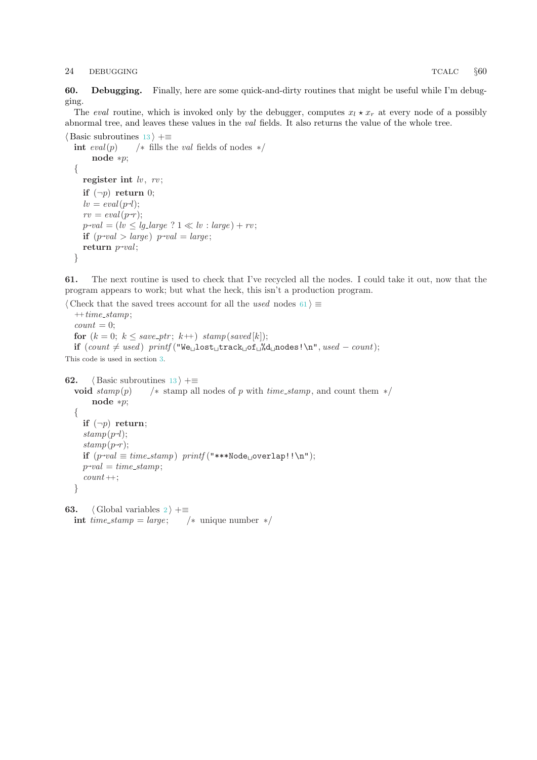**60. Debugging.** Finally, here are some quick-and-dirty routines that might be useful while I'm debugging.

The *eval* routine, which is invoked only by the debugger, computes $x_l \star x_r$ at every node of a possibly abnormal tree, and leaves these values in the *val* fields. It also returns the value of the whole tree.

⟨ Basic subroutines 13 ⟩ +≡

```
int eval(p)     /* fills the val fields of nodes */
    node *p;
{
  register int lv, rv;
  if (!p) return 0;
  lv = eval(p->l);
  rv = eval(p->r);
  p->val = (lv <= lg_large ? 1 << lv : large) + rv;
  if (p->val > large) p->val = large;
  return p->val;
}
```

**61.** The next routine is used to check that I've recycled all the nodes. I could take it out, now that the program appears to work; but what the heck, this isn't a production program.

⟨ Check that the saved trees account for all the *used* nodes 61 ⟩ ≡

```
++time_stamp;
count = 0;
for (k = 0; k <= save_ptr; k++) stamp(saved[k]);
if (count != used) printf("We lost track of %d nodes!\n", used - count);
```

This code is used in section 3.

**62.** ⟨ Basic subroutines 13 ⟩ +≡

```
void stamp(p)     /* stamp all nodes of p with time_stamp, and count them */
    node *p;
{
  if (!p) return;
  stamp(p->l);
  stamp(p->r);
  if (p->val == time_stamp) printf("***Node overlap!!\n");
  p->val = time_stamp;
  count++;
}
```

**63.** ⟨ Global variables 2 ⟩ +≡

```
int time_stamp = large;     /* unique number */
```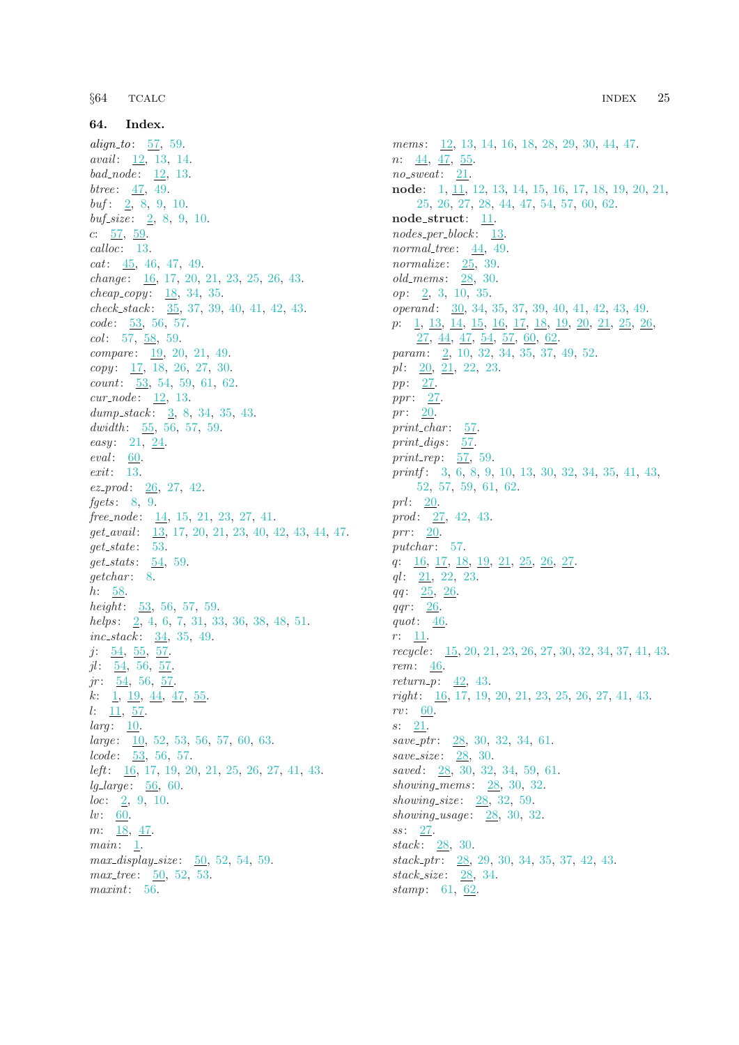## 64. Index.

*align_to*: 57, 59.
*avail*: 12, 13, 14.
*bad_node*: 12, 13.
*btree*: 47, 49.
*buf*: 2, 8, 9, 10.
*buf_size*: 2, 8, 9, 10.
*c*: 57, 59.
*calloc*: 13.
*cat*: 45, 46, 47, 49.
*change*: 16, 17, 20, 21, 23, 25, 26, 43.
*cheap_copy*: 18, 34, 35.
*check_stack*: 35, 37, 39, 40, 41, 42, 43.
*code*: 53, 56, 57.
*col*: 57, 58, 59.
*compare*: 19, 20, 21, 49.
*copy*: 17, 18, 26, 27, 30.
*count*: 53, 54, 59, 61, 62.
*cur_node*: 12, 13.
*dump_stack*: 3, 8, 34, 35, 43.
*dwidth*: 55, 56, 57, 59.
*easy*: 21, 24.
*eval*: 60.
*exit*: 13.
*ez_prod*: 26, 27, 42.
*fgets*: 8, 9.
*free_node*: 14, 15, 21, 23, 27, 41.
*get_avail*: 13, 17, 20, 21, 23, 40, 42, 43, 44, 47.
*get_state*: 53.
*get_stats*: 54, 59.
*getchar*: 8.
*h*: 58.
*height*: 53, 56, 57, 59.
*helps*: 2, 4, 6, 7, 31, 33, 36, 38, 48, 51.
*inc_stack*: 34, 35, 49.
*j*: 54, 55, 57.
*jl*: 54, 56, 57.
*jr*: 54, 56, 57.
*k*: 1, 19, 44, 47, 55.
*l*: 11, 57.
*larg*: 10.
*large*: 10, 52, 53, 56, 57, 60, 63.
*lcode*: 53, 56, 57.
*left*: 16, 17, 19, 20, 21, 25, 26, 27, 41, 43.
*lg_large*: 56, 60.
*loc*: 2, 9, 10.
*lv*: 60.
*m*: 18, 47.
*main*: 1.
*max_display_size*: 50, 52, 54, 59.
*max_tree*: 50, 52, 53.
*maxint*: 56.
*mems*: 12, 13, 14, 16, 18, 28, 29, 30, 44, 47.
*n*: 44, 47, 55.
*no_sweat*: 21.
**node**: 1, 11, 12, 13, 14, 15, 16, 17, 18, 19, 20, 21, 25, 26, 27, 28, 44, 47, 54, 57, 60, 62.
**node_struct**: 11.
*nodes_per_block*: 13.
*normal_tree*: 44, 49.
*normalize*: 25, 39.
*old_mems*: 28, 30.
*op*: 2, 3, 10, 35.
*operand*: 30, 34, 35, 37, 39, 40, 41, 42, 43, 49.
*p*: 1, 13, 14, 15, 16, 17, 18, 19, 20, 21, 25, 26, 27, 44, 47, 54, 57, 60, 62.
*param*: 2, 10, 32, 34, 35, 37, 49, 52.
*pl*: 20, 21, 22, 23.
*pp*: 27.
*ppr*: 27.
*pr*: 20.
*print_char*: 57.
*print_digs*: 57.
*print_rep*: 57, 59.
*printf*: 3, 6, 8, 9, 10, 13, 30, 32, 34, 35, 41, 43, 52, 57, 59, 61, 62.
*prl*: 20.
*prod*: 27, 42, 43.
*prr*: 20.
*putchar*: 57.
*q*: 16, 17, 18, 19, 21, 25, 26, 27.
*ql*: 21, 22, 23.
*qq*: 25, 26.
*qqr*: 26.
*quot*: 46.
*r*: 11.
*recycle*: 15, 20, 21, 23, 26, 27, 30, 32, 34, 37, 41, 43.
*rem*: 46.
*return_p*: 42, 43.
*right*: 16, 17, 19, 20, 21, 23, 25, 26, 27, 41, 43.
*rv*: 60.
*s*: 21.
*save_ptr*: 28, 30, 32, 34, 61.
*save_size*: 28, 30.
*saved*: 28, 30, 32, 34, 59, 61.
*showing_mems*: 28, 30, 32.
*showing_size*: 28, 32, 59.
*showing_usage*: 28, 30, 32.
*ss*: 27.
*stack*: 28, 30.
*stack_ptr*: 28, 29, 30, 34, 35, 37, 42, 43.
*stack_size*: 28, 34.
*stamp*: 61, 62.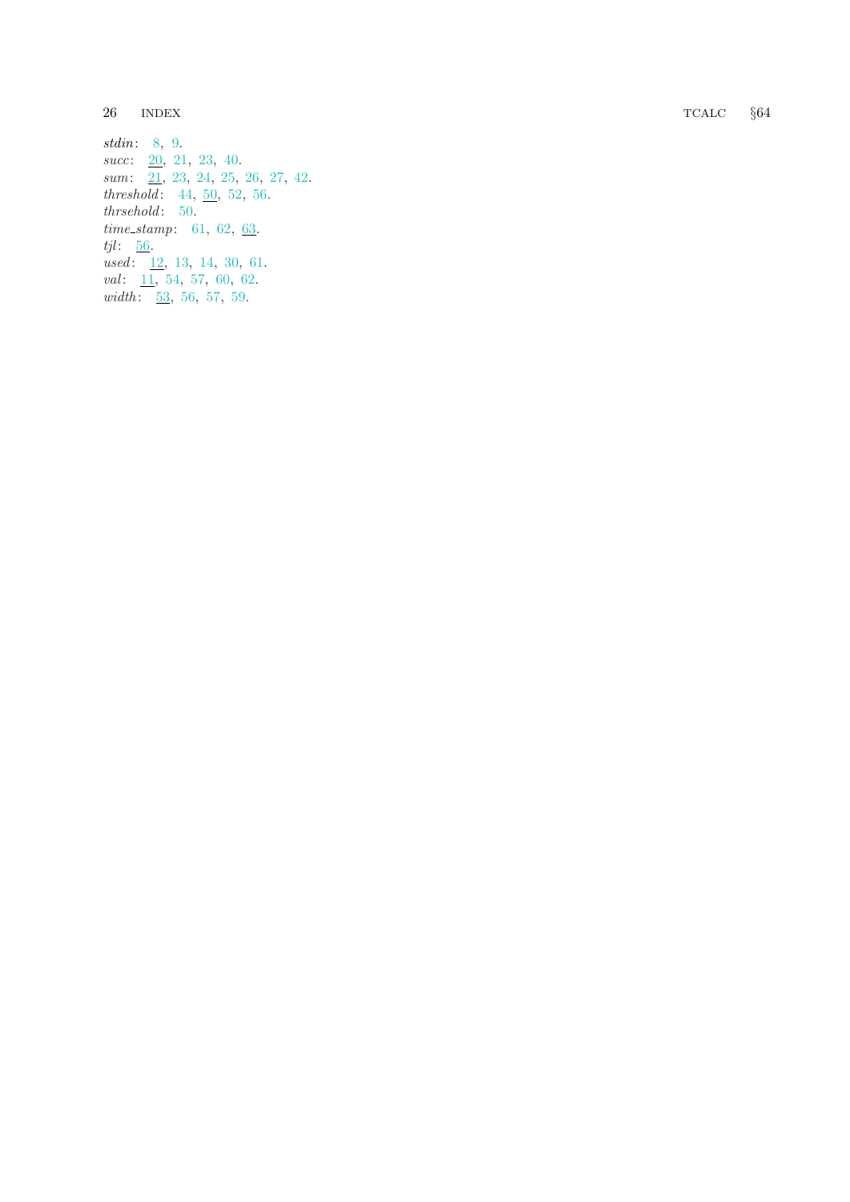*stdin*: 8, 9.
*succ*: 20, 21, 23, 40.
*sum*: 21, 23, 24, 25, 26, 27, 42.
*threshold*: 44, 50, 52, 56.
*thrsehold*: 50.
*time_stamp*: 61, 62, 63.
*tjl*: 56.
*used*: 12, 13, 14, 30, 61.
*val*: 11, 54, 57, 60, 62.
*width*: 53, 56, 57, 59.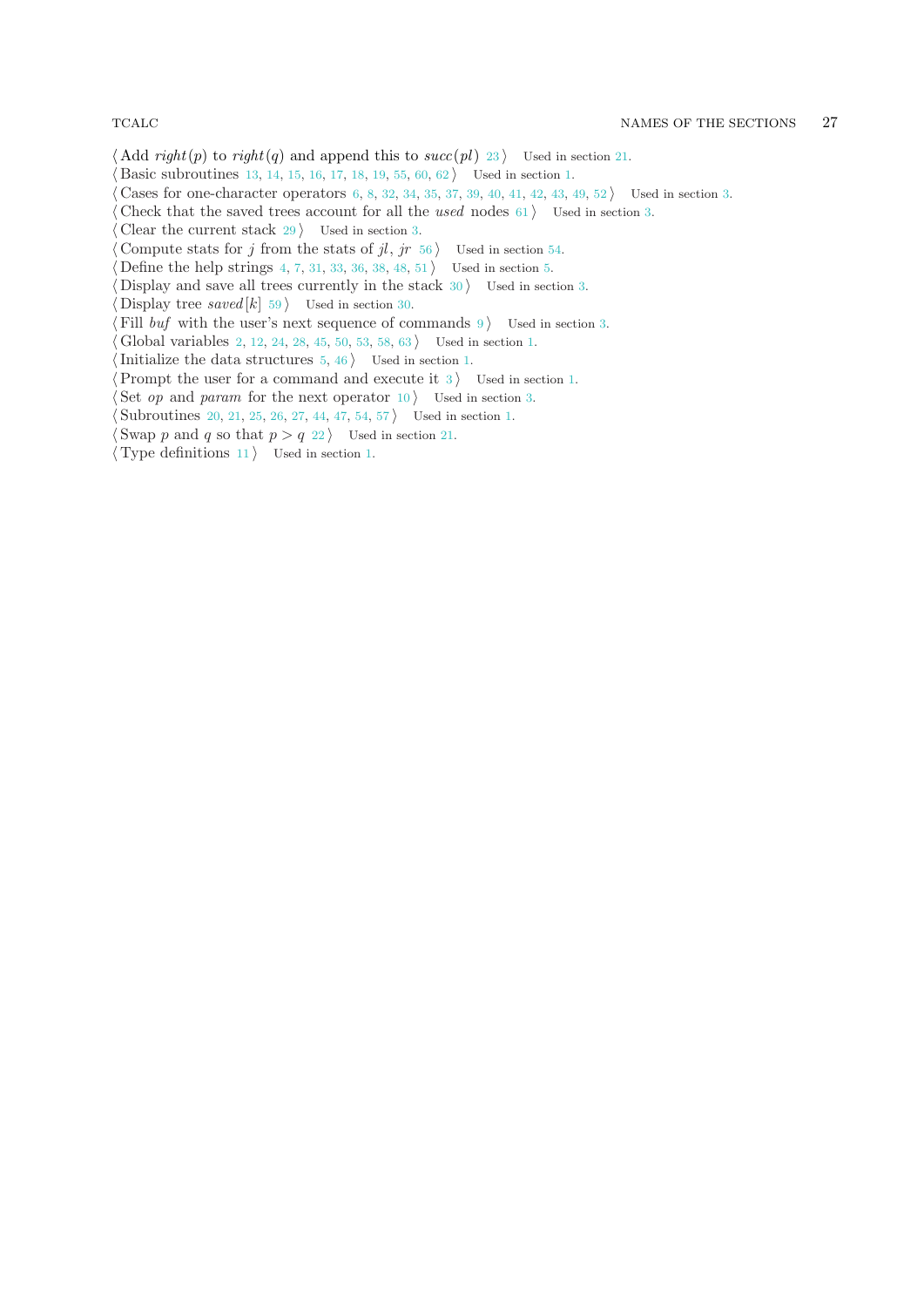⟨ Add *right*($p$) to *right*($q$) and append this to *succ*(*pl*) 23 ⟩ Used in section 21.
⟨ Basic subroutines 13, 14, 15, 16, 17, 18, 19, 55, 60, 62 ⟩ Used in section 1.
⟨ Cases for one-character operators 6, 8, 32, 34, 35, 37, 39, 40, 41, 42, 43, 49, 52 ⟩ Used in section 3.
⟨ Check that the saved trees account for all the *used* nodes 61 ⟩ Used in section 3.
⟨ Clear the current stack 29 ⟩ Used in section 3.
⟨ Compute stats for $j$ from the stats of *jl*, *jr* 56 ⟩ Used in section 54.
⟨ Define the help strings 4, 7, 31, 33, 36, 38, 48, 51 ⟩ Used in section 5.
⟨ Display and save all trees currently in the stack 30 ⟩ Used in section 3.
⟨ Display tree *saved*[$k$] 59 ⟩ Used in section 30.
⟨ Fill *buf* with the user's next sequence of commands 9 ⟩ Used in section 3.
⟨ Global variables 2, 12, 24, 28, 45, 50, 53, 58, 63 ⟩ Used in section 1.
⟨ Initialize the data structures 5, 46 ⟩ Used in section 1.
⟨ Prompt the user for a command and execute it 3 ⟩ Used in section 1.
⟨ Set *op* and *param* for the next operator 10 ⟩ Used in section 3.
⟨ Subroutines 20, 21, 25, 26, 27, 44, 47, 54, 57 ⟩ Used in section 1.
⟨ Swap $p$ and $q$ so that $p > q$ 22 ⟩ Used in section 21.
⟨ Type definitions 11 ⟩ Used in section 1.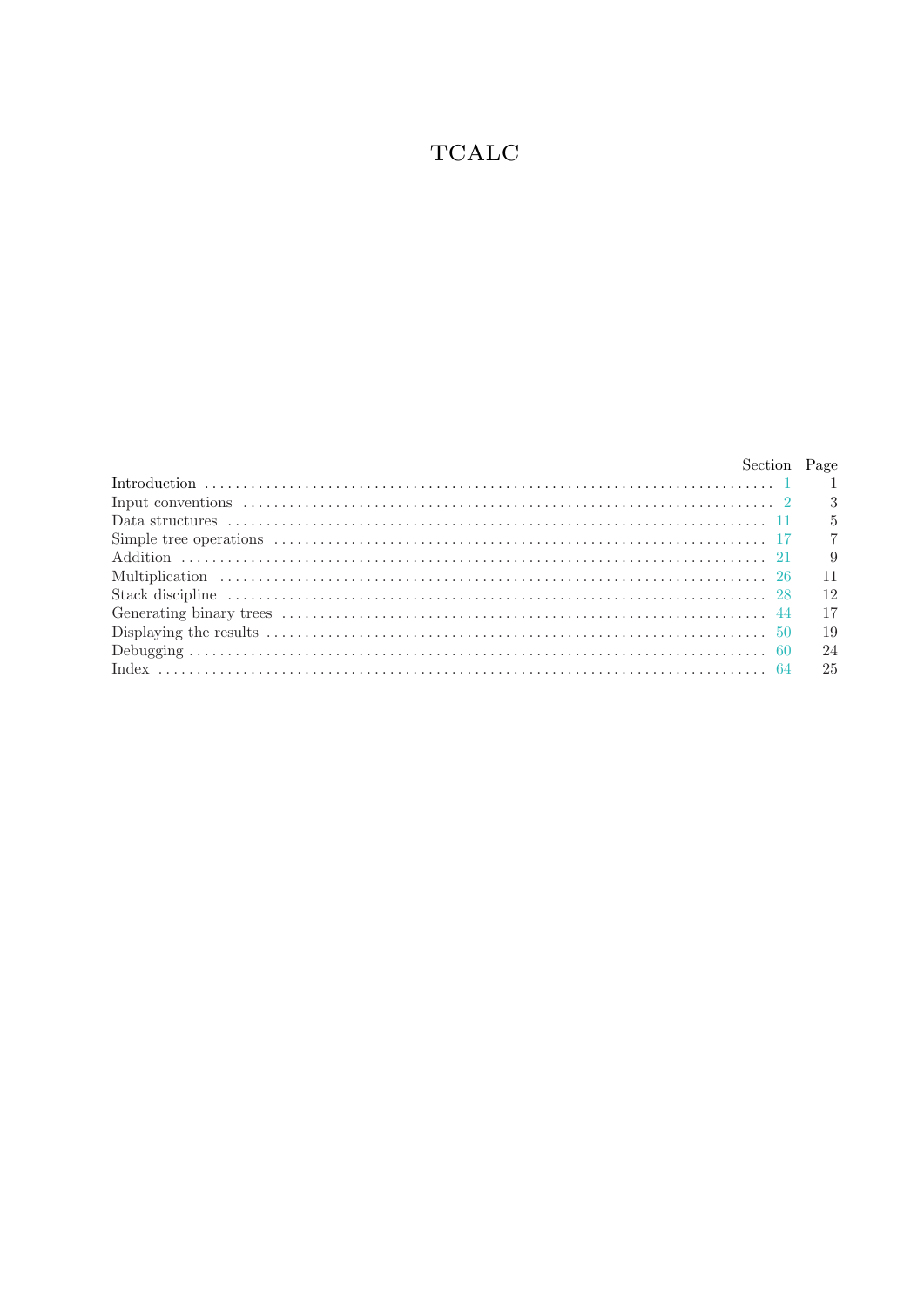# TCALC

| | Section | Page |
|---|---|---|
| Introduction | 1 | 1 |
| Input conventions | 2 | 3 |
| Data structures | 11 | 5 |
| Simple tree operations | 17 | 7 |
| Addition | 21 | 9 |
| Multiplication | 26 | 11 |
| Stack discipline | 28 | 12 |
| Generating binary trees | 44 | 17 |
| Displaying the results | 50 | 19 |
| Debugging | 60 | 24 |
| Index | 64 | 25 |